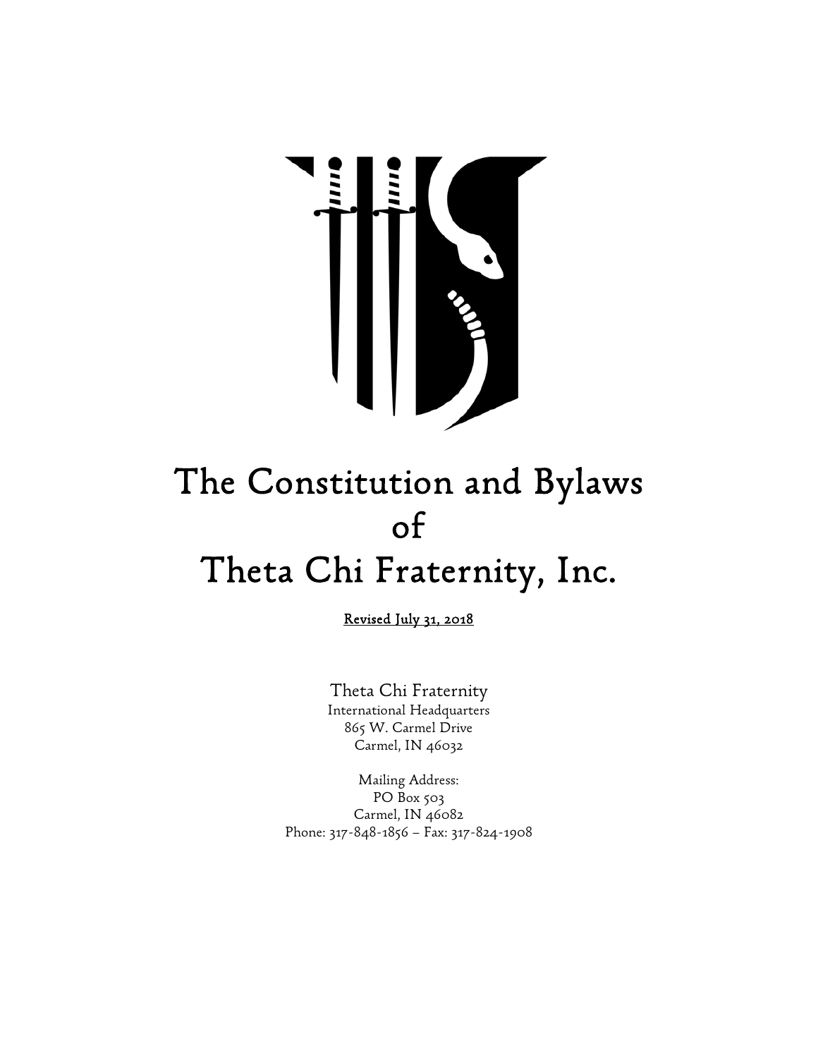# The Constitution and Bylaws of Theta Chi Fraternity, Inc.

Revised July 31, 2018

Theta Chi Fraternity
International Headquarters
865 W. Carmel Drive
Carmel, IN 46032

Mailing Address:
PO Box 503
Carmel, IN 46082
Phone: 317-848-1856 – Fax: 317-824-1908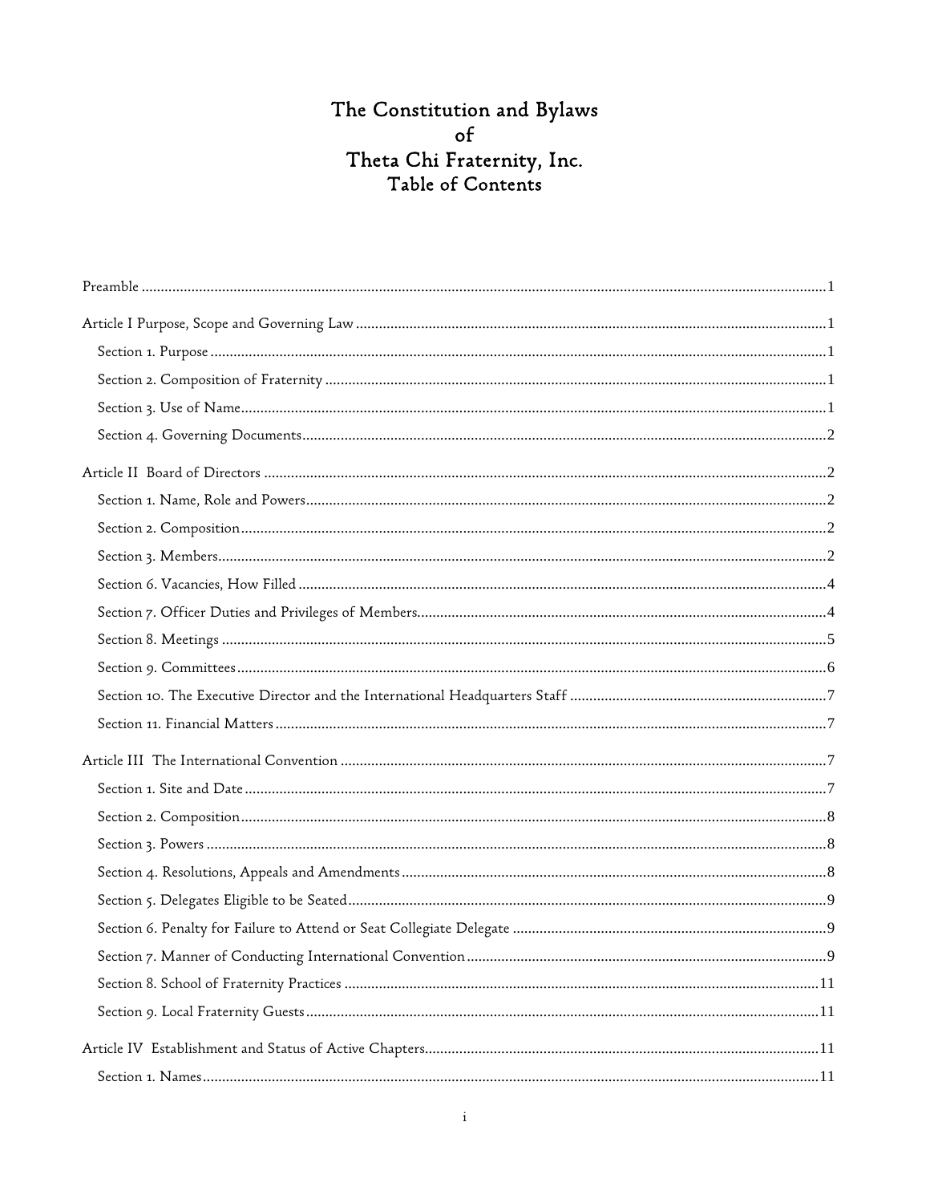# The Constitution and Bylaws of Theta Chi Fraternity, Inc.

## Table of Contents

Preamble ....... 1

Article I Purpose, Scope and Governing Law ....... 1

- Section 1. Purpose ....... 1
- Section 2. Composition of Fraternity ....... 1
- Section 3. Use of Name ....... 1
- Section 4. Governing Documents ....... 2

Article II Board of Directors ....... 2

- Section 1. Name, Role and Powers ....... 2
- Section 2. Composition ....... 2
- Section 3. Members ....... 2
- Section 6. Vacancies, How Filled ....... 4
- Section 7. Officer Duties and Privileges of Members ....... 4
- Section 8. Meetings ....... 5
- Section 9. Committees ....... 6
- Section 10. The Executive Director and the International Headquarters Staff ....... 7
- Section 11. Financial Matters ....... 7

Article III The International Convention ....... 7

- Section 1. Site and Date ....... 7
- Section 2. Composition ....... 8
- Section 3. Powers ....... 8
- Section 4. Resolutions, Appeals and Amendments ....... 8
- Section 5. Delegates Eligible to be Seated ....... 9
- Section 6. Penalty for Failure to Attend or Seat Collegiate Delegate ....... 9
- Section 7. Manner of Conducting International Convention ....... 9
- Section 8. School of Fraternity Practices ....... 11
- Section 9. Local Fraternity Guests ....... 11

Article IV Establishment and Status of Active Chapters ....... 11

- Section 1. Names ....... 11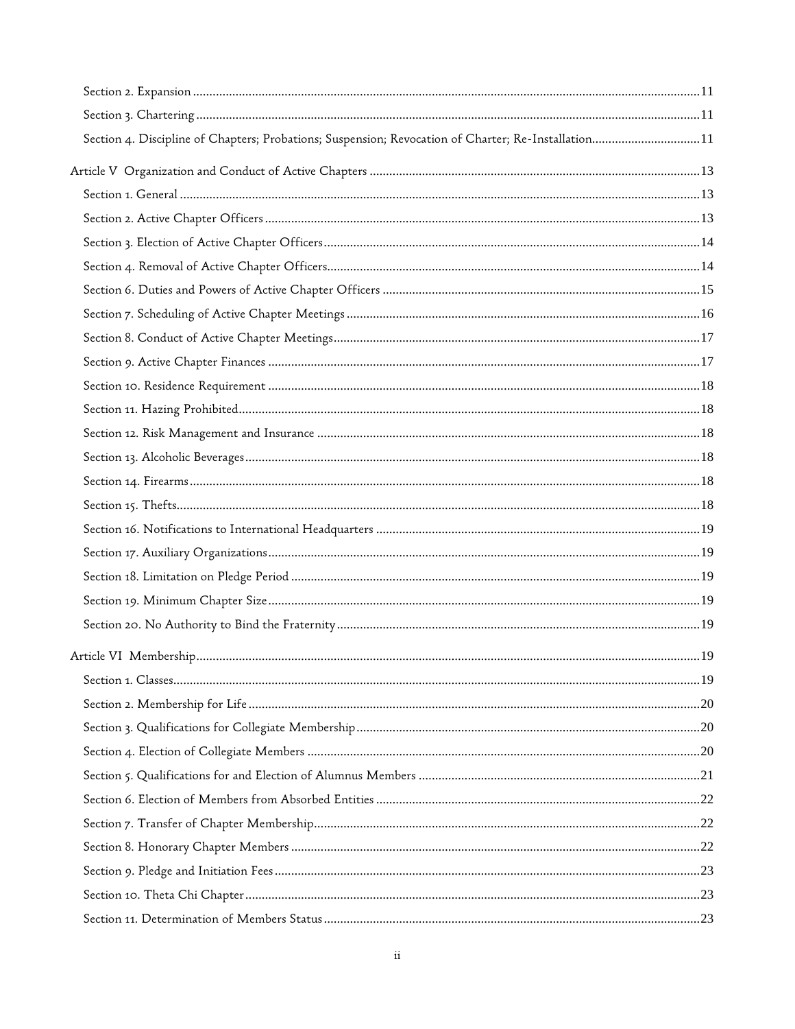Section 2. Expansion ..... 11

Section 3. Chartering ..... 11

Section 4. Discipline of Chapters; Probations; Suspension; Revocation of Charter; Re-Installation..... 11

Article V Organization and Conduct of Active Chapters ..... 13

Section 1. General ..... 13

Section 2. Active Chapter Officers ..... 13

Section 3. Election of Active Chapter Officers ..... 14

Section 4. Removal of Active Chapter Officers..... 14

Section 6. Duties and Powers of Active Chapter Officers ..... 15

Section 7. Scheduling of Active Chapter Meetings ..... 16

Section 8. Conduct of Active Chapter Meetings..... 17

Section 9. Active Chapter Finances ..... 17

Section 10. Residence Requirement ..... 18

Section 11. Hazing Prohibited..... 18

Section 12. Risk Management and Insurance ..... 18

Section 13. Alcoholic Beverages..... 18

Section 14. Firearms..... 18

Section 15. Thefts..... 18

Section 16. Notifications to International Headquarters ..... 19

Section 17. Auxiliary Organizations..... 19

Section 18. Limitation on Pledge Period ..... 19

Section 19. Minimum Chapter Size..... 19

Section 20. No Authority to Bind the Fraternity..... 19

Article VI Membership..... 19

Section 1. Classes..... 19

Section 2. Membership for Life ..... 20

Section 3. Qualifications for Collegiate Membership..... 20

Section 4. Election of Collegiate Members ..... 20

Section 5. Qualifications for and Election of Alumnus Members ..... 21

Section 6. Election of Members from Absorbed Entities ..... 22

Section 7. Transfer of Chapter Membership..... 22

Section 8. Honorary Chapter Members ..... 22

Section 9. Pledge and Initiation Fees..... 23

Section 10. Theta Chi Chapter..... 23

Section 11. Determination of Members Status ..... 23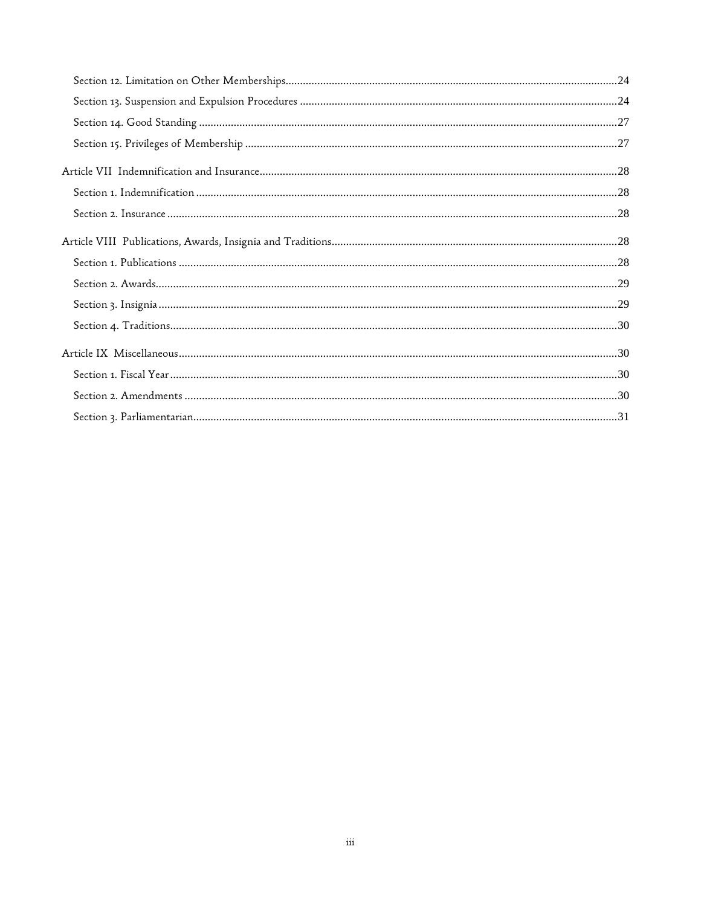Section 12. Limitation on Other Memberships....24
Section 13. Suspension and Expulsion Procedures....24
Section 14. Good Standing....27
Section 15. Privileges of Membership....27

Article VII Indemnification and Insurance....28
Section 1. Indemnification....28
Section 2. Insurance....28

Article VIII Publications, Awards, Insignia and Traditions....28
Section 1. Publications....28
Section 2. Awards....29
Section 3. Insignia....29
Section 4. Traditions....30

Article IX Miscellaneous....30
Section 1. Fiscal Year....30
Section 2. Amendments....30
Section 3. Parliamentarian....31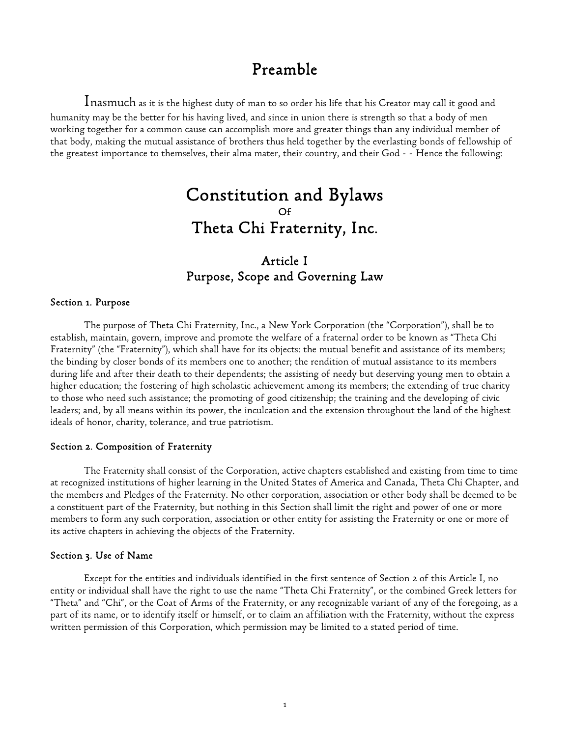# Preamble

Inasmuch as it is the highest duty of man to so order his life that his Creator may call it good and humanity may be the better for his having lived, and since in union there is strength so that a body of men working together for a common cause can accomplish more and greater things than any individual member of that body, making the mutual assistance of brothers thus held together by the everlasting bonds of fellowship of the greatest importance to themselves, their alma mater, their country, and their God - - Hence the following:

# Constitution and Bylaws
Of
# Theta Chi Fraternity, Inc.

## Article I
## Purpose, Scope and Governing Law

### Section 1. Purpose

The purpose of Theta Chi Fraternity, Inc., a New York Corporation (the "Corporation"), shall be to establish, maintain, govern, improve and promote the welfare of a fraternal order to be known as "Theta Chi Fraternity" (the "Fraternity"), which shall have for its objects: the mutual benefit and assistance of its members; the binding by closer bonds of its members one to another; the rendition of mutual assistance to its members during life and after their death to their dependents; the assisting of needy but deserving young men to obtain a higher education; the fostering of high scholastic achievement among its members; the extending of true charity to those who need such assistance; the promoting of good citizenship; the training and the developing of civic leaders; and, by all means within its power, the inculcation and the extension throughout the land of the highest ideals of honor, charity, tolerance, and true patriotism.

### Section 2. Composition of Fraternity

The Fraternity shall consist of the Corporation, active chapters established and existing from time to time at recognized institutions of higher learning in the United States of America and Canada, Theta Chi Chapter, and the members and Pledges of the Fraternity. No other corporation, association or other body shall be deemed to be a constituent part of the Fraternity, but nothing in this Section shall limit the right and power of one or more members to form any such corporation, association or other entity for assisting the Fraternity or one or more of its active chapters in achieving the objects of the Fraternity.

### Section 3. Use of Name

Except for the entities and individuals identified in the first sentence of Section 2 of this Article I, no entity or individual shall have the right to use the name "Theta Chi Fraternity", or the combined Greek letters for "Theta" and "Chi", or the Coat of Arms of the Fraternity, or any recognizable variant of any of the foregoing, as a part of its name, or to identify itself or himself, or to claim an affiliation with the Fraternity, without the express written permission of this Corporation, which permission may be limited to a stated period of time.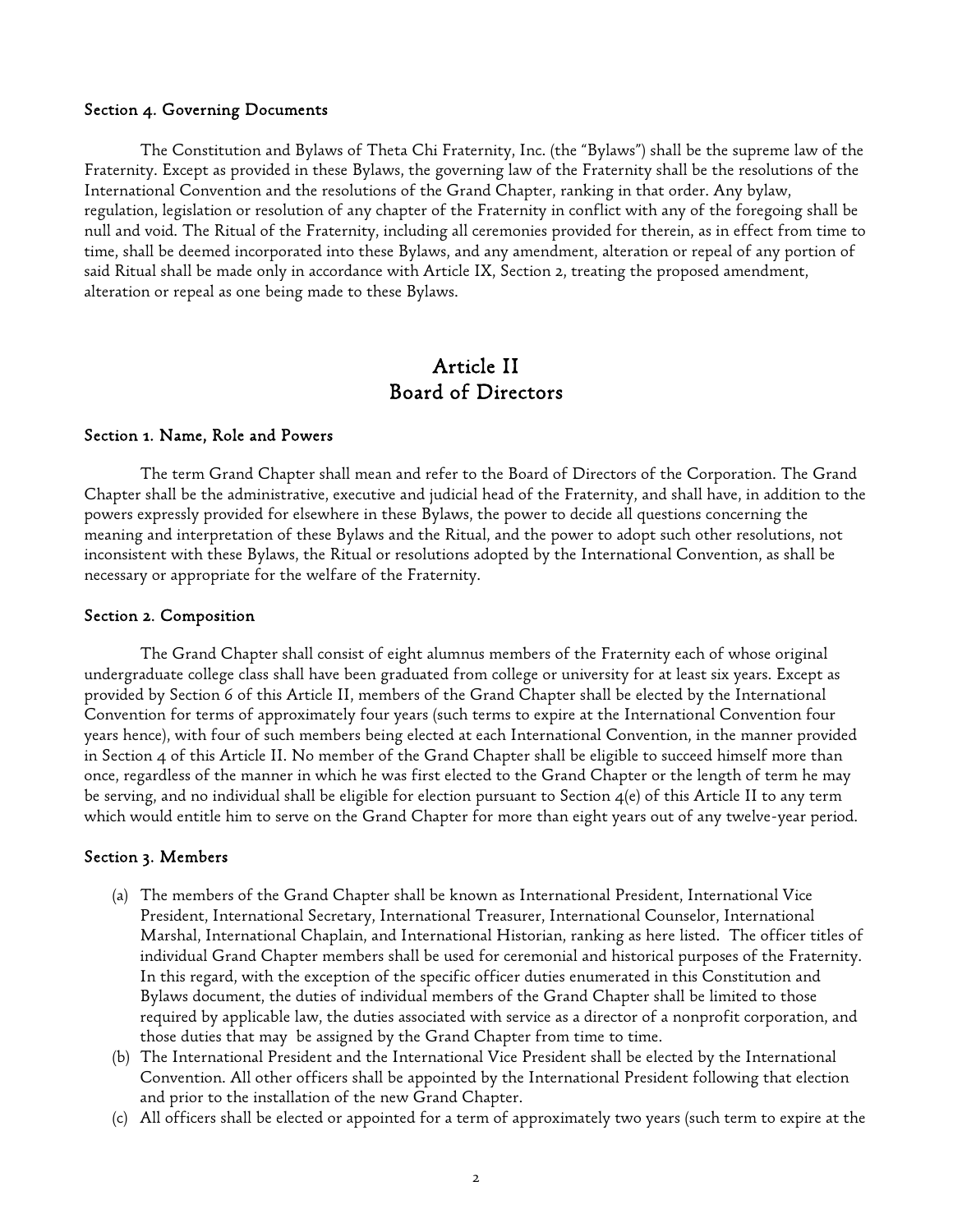### Section 4. Governing Documents

The Constitution and Bylaws of Theta Chi Fraternity, Inc. (the "Bylaws") shall be the supreme law of the Fraternity. Except as provided in these Bylaws, the governing law of the Fraternity shall be the resolutions of the International Convention and the resolutions of the Grand Chapter, ranking in that order. Any bylaw, regulation, legislation or resolution of any chapter of the Fraternity in conflict with any of the foregoing shall be null and void. The Ritual of the Fraternity, including all ceremonies provided for therein, as in effect from time to time, shall be deemed incorporated into these Bylaws, and any amendment, alteration or repeal of any portion of said Ritual shall be made only in accordance with Article IX, Section 2, treating the proposed amendment, alteration or repeal as one being made to these Bylaws.

## Article II
## Board of Directors

### Section 1. Name, Role and Powers

The term Grand Chapter shall mean and refer to the Board of Directors of the Corporation. The Grand Chapter shall be the administrative, executive and judicial head of the Fraternity, and shall have, in addition to the powers expressly provided for elsewhere in these Bylaws, the power to decide all questions concerning the meaning and interpretation of these Bylaws and the Ritual, and the power to adopt such other resolutions, not inconsistent with these Bylaws, the Ritual or resolutions adopted by the International Convention, as shall be necessary or appropriate for the welfare of the Fraternity.

### Section 2. Composition

The Grand Chapter shall consist of eight alumnus members of the Fraternity each of whose original undergraduate college class shall have been graduated from college or university for at least six years. Except as provided by Section 6 of this Article II, members of the Grand Chapter shall be elected by the International Convention for terms of approximately four years (such terms to expire at the International Convention four years hence), with four of such members being elected at each International Convention, in the manner provided in Section 4 of this Article II. No member of the Grand Chapter shall be eligible to succeed himself more than once, regardless of the manner in which he was first elected to the Grand Chapter or the length of term he may be serving, and no individual shall be eligible for election pursuant to Section 4(e) of this Article II to any term which would entitle him to serve on the Grand Chapter for more than eight years out of any twelve-year period.

### Section 3. Members

(a) The members of the Grand Chapter shall be known as International President, International Vice President, International Secretary, International Treasurer, International Counselor, International Marshal, International Chaplain, and International Historian, ranking as here listed. The officer titles of individual Grand Chapter members shall be used for ceremonial and historical purposes of the Fraternity. In this regard, with the exception of the specific officer duties enumerated in this Constitution and Bylaws document, the duties of individual members of the Grand Chapter shall be limited to those required by applicable law, the duties associated with service as a director of a nonprofit corporation, and those duties that may be assigned by the Grand Chapter from time to time.

(b) The International President and the International Vice President shall be elected by the International Convention. All other officers shall be appointed by the International President following that election and prior to the installation of the new Grand Chapter.

(c) All officers shall be elected or appointed for a term of approximately two years (such term to expire at the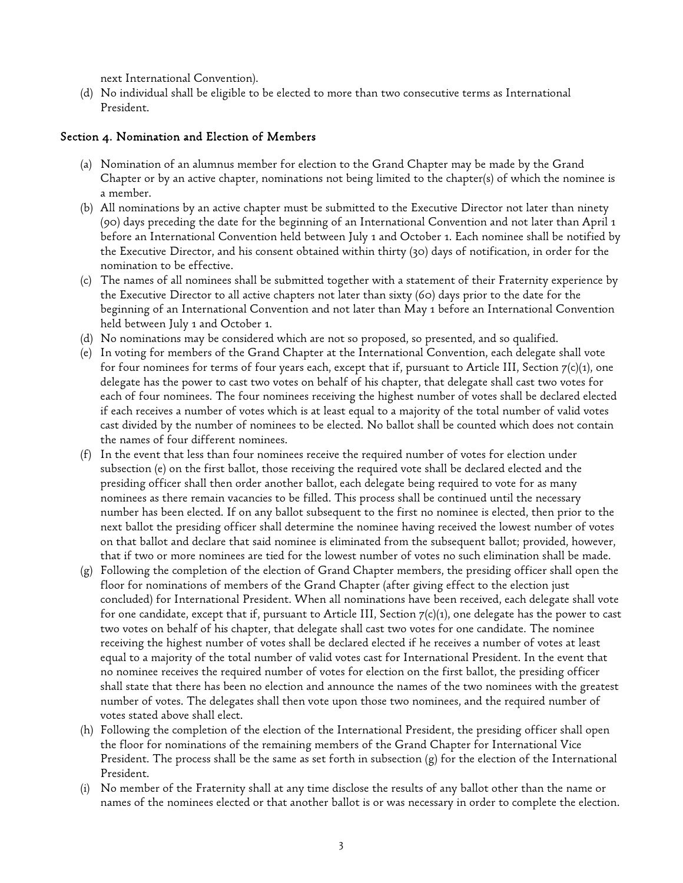next International Convention).

(d) No individual shall be eligible to be elected to more than two consecutive terms as International President.

### Section 4. Nomination and Election of Members

(a) Nomination of an alumnus member for election to the Grand Chapter may be made by the Grand Chapter or by an active chapter, nominations not being limited to the chapter(s) of which the nominee is a member.

(b) All nominations by an active chapter must be submitted to the Executive Director not later than ninety (90) days preceding the date for the beginning of an International Convention and not later than April 1 before an International Convention held between July 1 and October 1. Each nominee shall be notified by the Executive Director, and his consent obtained within thirty (30) days of notification, in order for the nomination to be effective.

(c) The names of all nominees shall be submitted together with a statement of their Fraternity experience by the Executive Director to all active chapters not later than sixty (60) days prior to the date for the beginning of an International Convention and not later than May 1 before an International Convention held between July 1 and October 1.

(d) No nominations may be considered which are not so proposed, so presented, and so qualified.

(e) In voting for members of the Grand Chapter at the International Convention, each delegate shall vote for four nominees for terms of four years each, except that if, pursuant to Article III, Section 7(c)(1), one delegate has the power to cast two votes on behalf of his chapter, that delegate shall cast two votes for each of four nominees. The four nominees receiving the highest number of votes shall be declared elected if each receives a number of votes which is at least equal to a majority of the total number of valid votes cast divided by the number of nominees to be elected. No ballot shall be counted which does not contain the names of four different nominees.

(f) In the event that less than four nominees receive the required number of votes for election under subsection (e) on the first ballot, those receiving the required vote shall be declared elected and the presiding officer shall then order another ballot, each delegate being required to vote for as many nominees as there remain vacancies to be filled. This process shall be continued until the necessary number has been elected. If on any ballot subsequent to the first no nominee is elected, then prior to the next ballot the presiding officer shall determine the nominee having received the lowest number of votes on that ballot and declare that said nominee is eliminated from the subsequent ballot; provided, however, that if two or more nominees are tied for the lowest number of votes no such elimination shall be made.

(g) Following the completion of the election of Grand Chapter members, the presiding officer shall open the floor for nominations of members of the Grand Chapter (after giving effect to the election just concluded) for International President. When all nominations have been received, each delegate shall vote for one candidate, except that if, pursuant to Article III, Section 7(c)(1), one delegate has the power to cast two votes on behalf of his chapter, that delegate shall cast two votes for one candidate. The nominee receiving the highest number of votes shall be declared elected if he receives a number of votes at least equal to a majority of the total number of valid votes cast for International President. In the event that no nominee receives the required number of votes for election on the first ballot, the presiding officer shall state that there has been no election and announce the names of the two nominees with the greatest number of votes. The delegates shall then vote upon those two nominees, and the required number of votes stated above shall elect.

(h) Following the completion of the election of the International President, the presiding officer shall open the floor for nominations of the remaining members of the Grand Chapter for International Vice President. The process shall be the same as set forth in subsection (g) for the election of the International President.

(i) No member of the Fraternity shall at any time disclose the results of any ballot other than the name or names of the nominees elected or that another ballot is or was necessary in order to complete the election.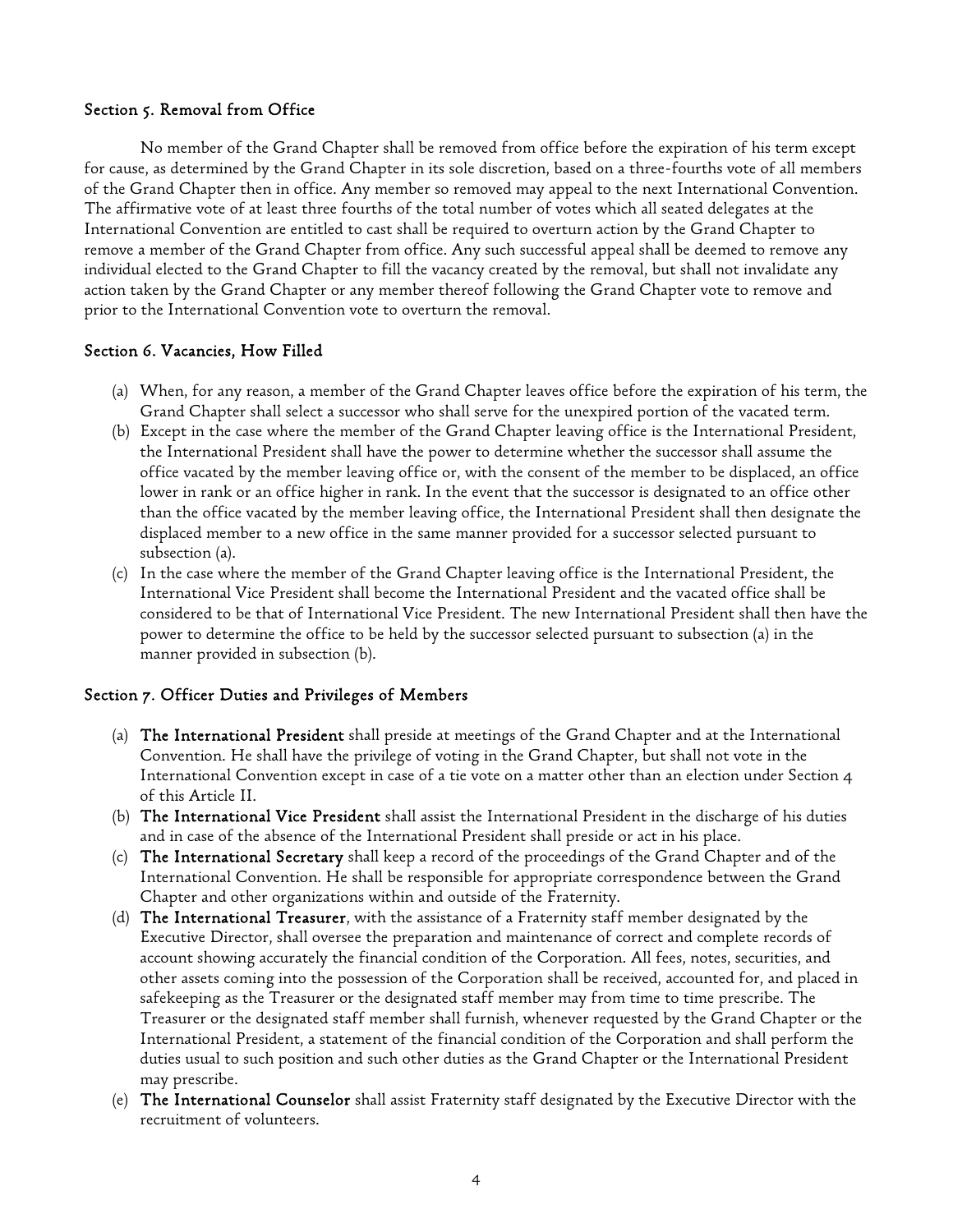### Section 5. Removal from Office

No member of the Grand Chapter shall be removed from office before the expiration of his term except for cause, as determined by the Grand Chapter in its sole discretion, based on a three-fourths vote of all members of the Grand Chapter then in office. Any member so removed may appeal to the next International Convention. The affirmative vote of at least three fourths of the total number of votes which all seated delegates at the International Convention are entitled to cast shall be required to overturn action by the Grand Chapter to remove a member of the Grand Chapter from office. Any such successful appeal shall be deemed to remove any individual elected to the Grand Chapter to fill the vacancy created by the removal, but shall not invalidate any action taken by the Grand Chapter or any member thereof following the Grand Chapter vote to remove and prior to the International Convention vote to overturn the removal.

### Section 6. Vacancies, How Filled

(a) When, for any reason, a member of the Grand Chapter leaves office before the expiration of his term, the Grand Chapter shall select a successor who shall serve for the unexpired portion of the vacated term.

(b) Except in the case where the member of the Grand Chapter leaving office is the International President, the International President shall have the power to determine whether the successor shall assume the office vacated by the member leaving office or, with the consent of the member to be displaced, an office lower in rank or an office higher in rank. In the event that the successor is designated to an office other than the office vacated by the member leaving office, the International President shall then designate the displaced member to a new office in the same manner provided for a successor selected pursuant to subsection (a).

(c) In the case where the member of the Grand Chapter leaving office is the International President, the International Vice President shall become the International President and the vacated office shall be considered to be that of International Vice President. The new International President shall then have the power to determine the office to be held by the successor selected pursuant to subsection (a) in the manner provided in subsection (b).

### Section 7. Officer Duties and Privileges of Members

(a) **The International President** shall preside at meetings of the Grand Chapter and at the International Convention. He shall have the privilege of voting in the Grand Chapter, but shall not vote in the International Convention except in case of a tie vote on a matter other than an election under Section 4 of this Article II.

(b) **The International Vice President** shall assist the International President in the discharge of his duties and in case of the absence of the International President shall preside or act in his place.

(c) **The International Secretary** shall keep a record of the proceedings of the Grand Chapter and of the International Convention. He shall be responsible for appropriate correspondence between the Grand Chapter and other organizations within and outside of the Fraternity.

(d) **The International Treasurer**, with the assistance of a Fraternity staff member designated by the Executive Director, shall oversee the preparation and maintenance of correct and complete records of account showing accurately the financial condition of the Corporation. All fees, notes, securities, and other assets coming into the possession of the Corporation shall be received, accounted for, and placed in safekeeping as the Treasurer or the designated staff member may from time to time prescribe. The Treasurer or the designated staff member shall furnish, whenever requested by the Grand Chapter or the International President, a statement of the financial condition of the Corporation and shall perform the duties usual to such position and such other duties as the Grand Chapter or the International President may prescribe.

(e) **The International Counselor** shall assist Fraternity staff designated by the Executive Director with the recruitment of volunteers.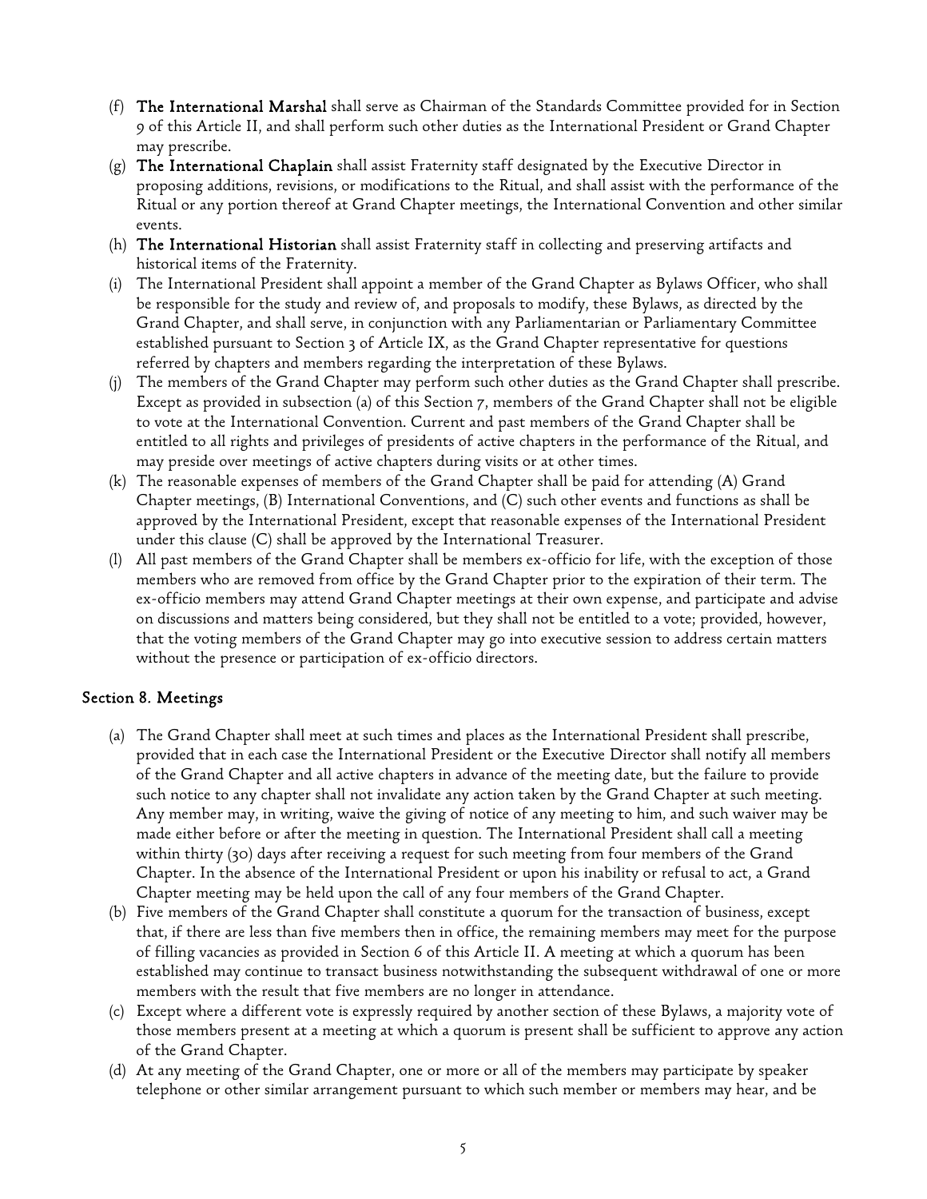(f) **The International Marshal** shall serve as Chairman of the Standards Committee provided for in Section 9 of this Article II, and shall perform such other duties as the International President or Grand Chapter may prescribe.

(g) **The International Chaplain** shall assist Fraternity staff designated by the Executive Director in proposing additions, revisions, or modifications to the Ritual, and shall assist with the performance of the Ritual or any portion thereof at Grand Chapter meetings, the International Convention and other similar events.

(h) **The International Historian** shall assist Fraternity staff in collecting and preserving artifacts and historical items of the Fraternity.

(i) The International President shall appoint a member of the Grand Chapter as Bylaws Officer, who shall be responsible for the study and review of, and proposals to modify, these Bylaws, as directed by the Grand Chapter, and shall serve, in conjunction with any Parliamentarian or Parliamentary Committee established pursuant to Section 3 of Article IX, as the Grand Chapter representative for questions referred by chapters and members regarding the interpretation of these Bylaws.

(j) The members of the Grand Chapter may perform such other duties as the Grand Chapter shall prescribe. Except as provided in subsection (a) of this Section 7, members of the Grand Chapter shall not be eligible to vote at the International Convention. Current and past members of the Grand Chapter shall be entitled to all rights and privileges of presidents of active chapters in the performance of the Ritual, and may preside over meetings of active chapters during visits or at other times.

(k) The reasonable expenses of members of the Grand Chapter shall be paid for attending (A) Grand Chapter meetings, (B) International Conventions, and (C) such other events and functions as shall be approved by the International President, except that reasonable expenses of the International President under this clause (C) shall be approved by the International Treasurer.

(l) All past members of the Grand Chapter shall be members ex-officio for life, with the exception of those members who are removed from office by the Grand Chapter prior to the expiration of their term. The ex-officio members may attend Grand Chapter meetings at their own expense, and participate and advise on discussions and matters being considered, but they shall not be entitled to a vote; provided, however, that the voting members of the Grand Chapter may go into executive session to address certain matters without the presence or participation of ex-officio directors.

## Section 8. Meetings

(a) The Grand Chapter shall meet at such times and places as the International President shall prescribe, provided that in each case the International President or the Executive Director shall notify all members of the Grand Chapter and all active chapters in advance of the meeting date, but the failure to provide such notice to any chapter shall not invalidate any action taken by the Grand Chapter at such meeting. Any member may, in writing, waive the giving of notice of any meeting to him, and such waiver may be made either before or after the meeting in question. The International President shall call a meeting within thirty (30) days after receiving a request for such meeting from four members of the Grand Chapter. In the absence of the International President or upon his inability or refusal to act, a Grand Chapter meeting may be held upon the call of any four members of the Grand Chapter.

(b) Five members of the Grand Chapter shall constitute a quorum for the transaction of business, except that, if there are less than five members then in office, the remaining members may meet for the purpose of filling vacancies as provided in Section 6 of this Article II. A meeting at which a quorum has been established may continue to transact business notwithstanding the subsequent withdrawal of one or more members with the result that five members are no longer in attendance.

(c) Except where a different vote is expressly required by another section of these Bylaws, a majority vote of those members present at a meeting at which a quorum is present shall be sufficient to approve any action of the Grand Chapter.

(d) At any meeting of the Grand Chapter, one or more or all of the members may participate by speaker telephone or other similar arrangement pursuant to which such member or members may hear, and be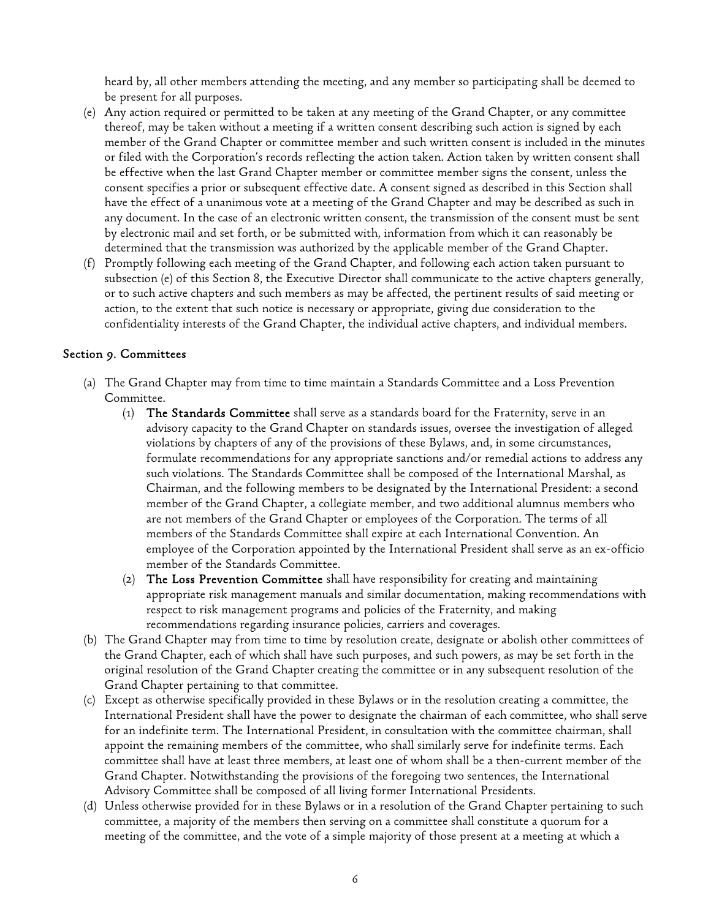heard by, all other members attending the meeting, and any member so participating shall be deemed to be present for all purposes.

(e) Any action required or permitted to be taken at any meeting of the Grand Chapter, or any committee thereof, may be taken without a meeting if a written consent describing such action is signed by each member of the Grand Chapter or committee member and such written consent is included in the minutes or filed with the Corporation's records reflecting the action taken. Action taken by written consent shall be effective when the last Grand Chapter member or committee member signs the consent, unless the consent specifies a prior or subsequent effective date. A consent signed as described in this Section shall have the effect of a unanimous vote at a meeting of the Grand Chapter and may be described as such in any document. In the case of an electronic written consent, the transmission of the consent must be sent by electronic mail and set forth, or be submitted with, information from which it can reasonably be determined that the transmission was authorized by the applicable member of the Grand Chapter.

(f) Promptly following each meeting of the Grand Chapter, and following each action taken pursuant to subsection (e) of this Section 8, the Executive Director shall communicate to the active chapters generally, or to such active chapters and such members as may be affected, the pertinent results of said meeting or action, to the extent that such notice is necessary or appropriate, giving due consideration to the confidentiality interests of the Grand Chapter, the individual active chapters, and individual members.

### Section 9. Committees

(a) The Grand Chapter may from time to time maintain a Standards Committee and a Loss Prevention Committee.

   (1) **The Standards Committee** shall serve as a standards board for the Fraternity, serve in an advisory capacity to the Grand Chapter on standards issues, oversee the investigation of alleged violations by chapters of any of the provisions of these Bylaws, and, in some circumstances, formulate recommendations for any appropriate sanctions and/or remedial actions to address any such violations. The Standards Committee shall be composed of the International Marshal, as Chairman, and the following members to be designated by the International President: a second member of the Grand Chapter, a collegiate member, and two additional alumnus members who are not members of the Grand Chapter or employees of the Corporation. The terms of all members of the Standards Committee shall expire at each International Convention. An employee of the Corporation appointed by the International President shall serve as an ex-officio member of the Standards Committee.

   (2) **The Loss Prevention Committee** shall have responsibility for creating and maintaining appropriate risk management manuals and similar documentation, making recommendations with respect to risk management programs and policies of the Fraternity, and making recommendations regarding insurance policies, carriers and coverages.

(b) The Grand Chapter may from time to time by resolution create, designate or abolish other committees of the Grand Chapter, each of which shall have such purposes, and such powers, as may be set forth in the original resolution of the Grand Chapter creating the committee or in any subsequent resolution of the Grand Chapter pertaining to that committee.

(c) Except as otherwise specifically provided in these Bylaws or in the resolution creating a committee, the International President shall have the power to designate the chairman of each committee, who shall serve for an indefinite term. The International President, in consultation with the committee chairman, shall appoint the remaining members of the committee, who shall similarly serve for indefinite terms. Each committee shall have at least three members, at least one of whom shall be a then-current member of the Grand Chapter. Notwithstanding the provisions of the foregoing two sentences, the International Advisory Committee shall be composed of all living former International Presidents.

(d) Unless otherwise provided for in these Bylaws or in a resolution of the Grand Chapter pertaining to such committee, a majority of the members then serving on a committee shall constitute a quorum for a meeting of the committee, and the vote of a simple majority of those present at a meeting at which a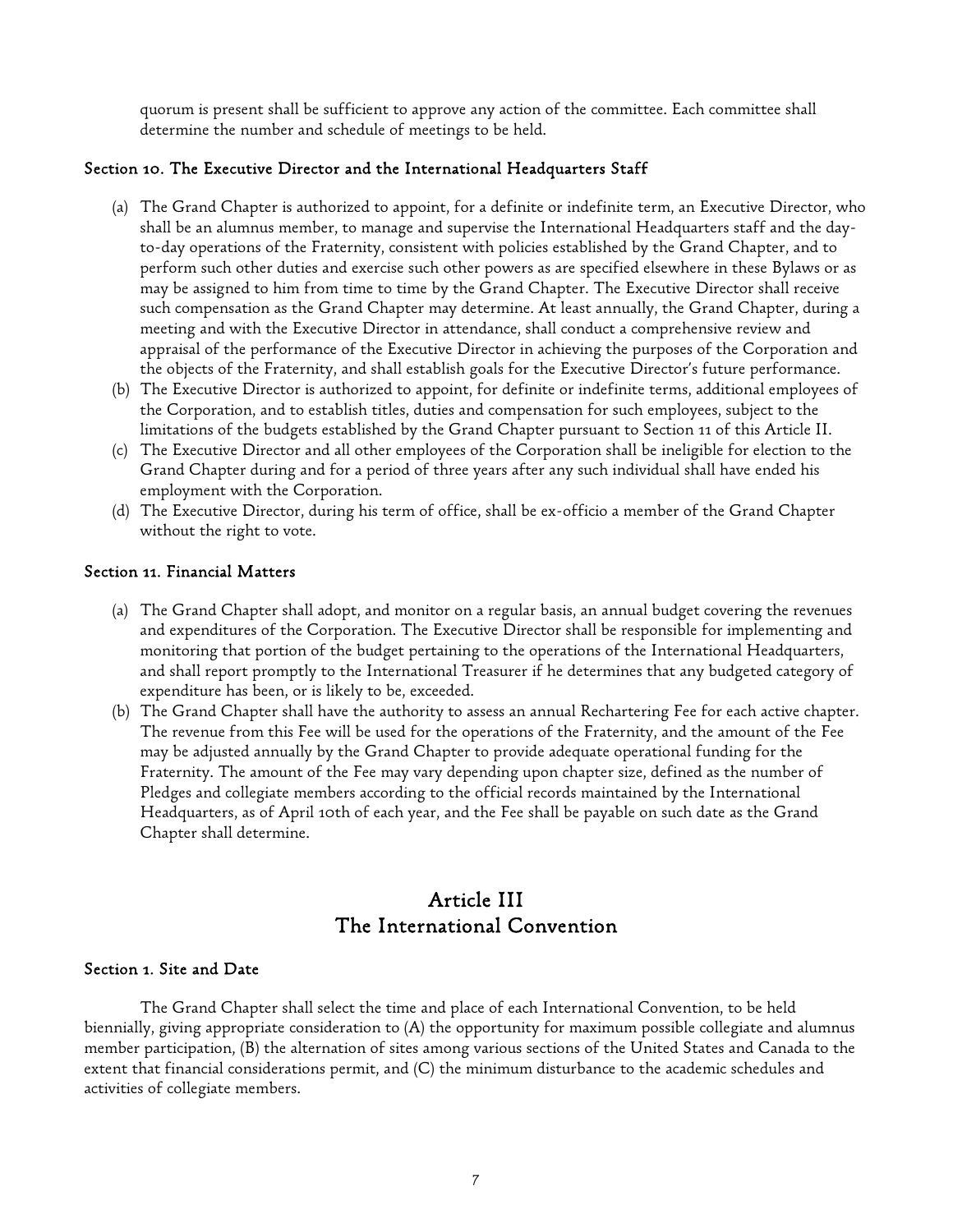quorum is present shall be sufficient to approve any action of the committee. Each committee shall determine the number and schedule of meetings to be held.

### Section 10. The Executive Director and the International Headquarters Staff

(a) The Grand Chapter is authorized to appoint, for a definite or indefinite term, an Executive Director, who shall be an alumnus member, to manage and supervise the International Headquarters staff and the day-to-day operations of the Fraternity, consistent with policies established by the Grand Chapter, and to perform such other duties and exercise such other powers as are specified elsewhere in these Bylaws or as may be assigned to him from time to time by the Grand Chapter. The Executive Director shall receive such compensation as the Grand Chapter may determine. At least annually, the Grand Chapter, during a meeting and with the Executive Director in attendance, shall conduct a comprehensive review and appraisal of the performance of the Executive Director in achieving the purposes of the Corporation and the objects of the Fraternity, and shall establish goals for the Executive Director's future performance.

(b) The Executive Director is authorized to appoint, for definite or indefinite terms, additional employees of the Corporation, and to establish titles, duties and compensation for such employees, subject to the limitations of the budgets established by the Grand Chapter pursuant to Section 11 of this Article II.

(c) The Executive Director and all other employees of the Corporation shall be ineligible for election to the Grand Chapter during and for a period of three years after any such individual shall have ended his employment with the Corporation.

(d) The Executive Director, during his term of office, shall be ex-officio a member of the Grand Chapter without the right to vote.

### Section 11. Financial Matters

(a) The Grand Chapter shall adopt, and monitor on a regular basis, an annual budget covering the revenues and expenditures of the Corporation. The Executive Director shall be responsible for implementing and monitoring that portion of the budget pertaining to the operations of the International Headquarters, and shall report promptly to the International Treasurer if he determines that any budgeted category of expenditure has been, or is likely to be, exceeded.

(b) The Grand Chapter shall have the authority to assess an annual Rechartering Fee for each active chapter. The revenue from this Fee will be used for the operations of the Fraternity, and the amount of the Fee may be adjusted annually by the Grand Chapter to provide adequate operational funding for the Fraternity. The amount of the Fee may vary depending upon chapter size, defined as the number of Pledges and collegiate members according to the official records maintained by the International Headquarters, as of April 10th of each year, and the Fee shall be payable on such date as the Grand Chapter shall determine.

## Article III
## The International Convention

### Section 1. Site and Date

The Grand Chapter shall select the time and place of each International Convention, to be held biennially, giving appropriate consideration to (A) the opportunity for maximum possible collegiate and alumnus member participation, (B) the alternation of sites among various sections of the United States and Canada to the extent that financial considerations permit, and (C) the minimum disturbance to the academic schedules and activities of collegiate members.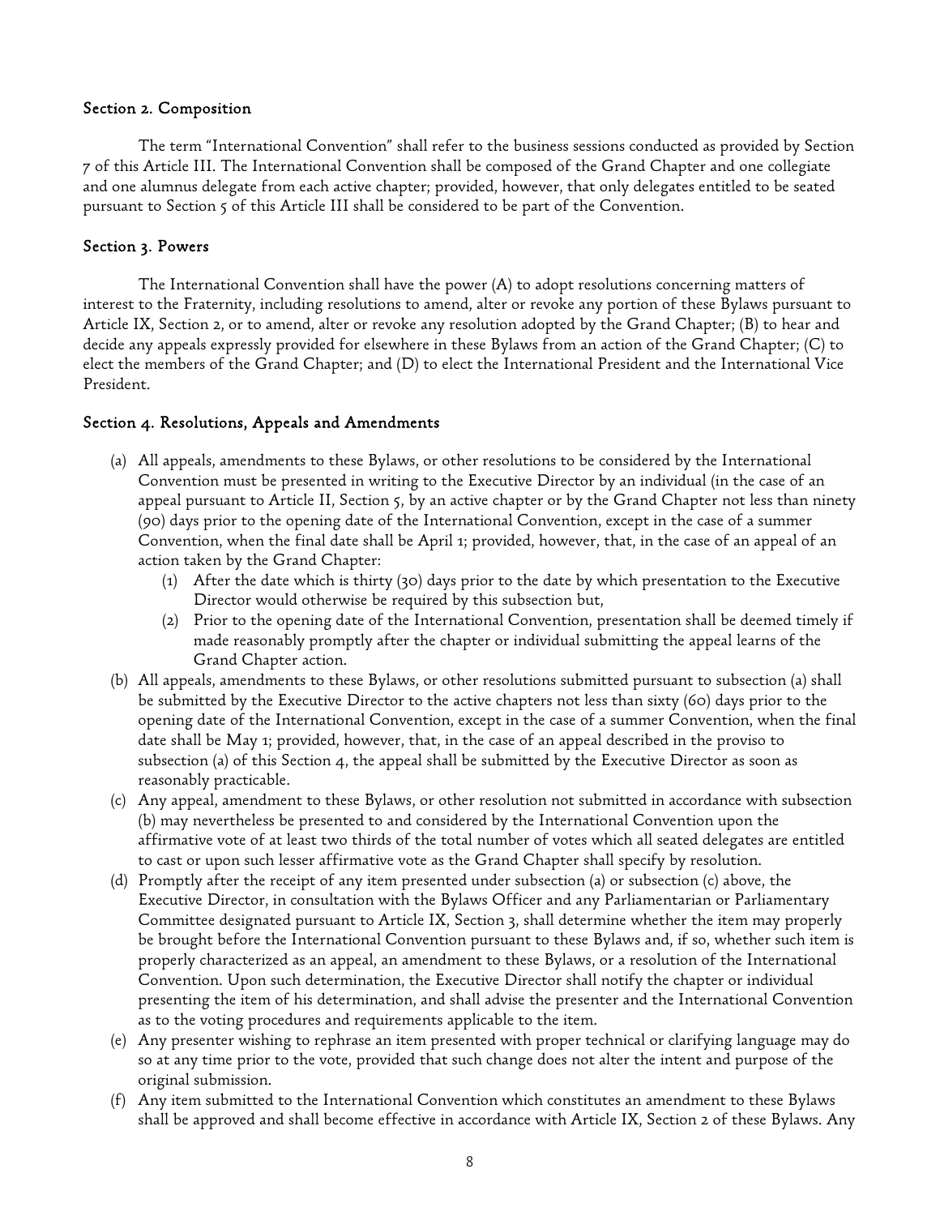### Section 2. Composition

The term "International Convention" shall refer to the business sessions conducted as provided by Section 7 of this Article III. The International Convention shall be composed of the Grand Chapter and one collegiate and one alumnus delegate from each active chapter; provided, however, that only delegates entitled to be seated pursuant to Section 5 of this Article III shall be considered to be part of the Convention.

### Section 3. Powers

The International Convention shall have the power (A) to adopt resolutions concerning matters of interest to the Fraternity, including resolutions to amend, alter or revoke any portion of these Bylaws pursuant to Article IX, Section 2, or to amend, alter or revoke any resolution adopted by the Grand Chapter; (B) to hear and decide any appeals expressly provided for elsewhere in these Bylaws from an action of the Grand Chapter; (C) to elect the members of the Grand Chapter; and (D) to elect the International President and the International Vice President.

### Section 4. Resolutions, Appeals and Amendments

(a) All appeals, amendments to these Bylaws, or other resolutions to be considered by the International Convention must be presented in writing to the Executive Director by an individual (in the case of an appeal pursuant to Article II, Section 5, by an active chapter or by the Grand Chapter not less than ninety (90) days prior to the opening date of the International Convention, except in the case of a summer Convention, when the final date shall be April 1; provided, however, that, in the case of an appeal of an action taken by the Grand Chapter:
   (1) After the date which is thirty (30) days prior to the date by which presentation to the Executive Director would otherwise be required by this subsection but,
   (2) Prior to the opening date of the International Convention, presentation shall be deemed timely if made reasonably promptly after the chapter or individual submitting the appeal learns of the Grand Chapter action.

(b) All appeals, amendments to these Bylaws, or other resolutions submitted pursuant to subsection (a) shall be submitted by the Executive Director to the active chapters not less than sixty (60) days prior to the opening date of the International Convention, except in the case of a summer Convention, when the final date shall be May 1; provided, however, that, in the case of an appeal described in the proviso to subsection (a) of this Section 4, the appeal shall be submitted by the Executive Director as soon as reasonably practicable.

(c) Any appeal, amendment to these Bylaws, or other resolution not submitted in accordance with subsection (b) may nevertheless be presented to and considered by the International Convention upon the affirmative vote of at least two thirds of the total number of votes which all seated delegates are entitled to cast or upon such lesser affirmative vote as the Grand Chapter shall specify by resolution.

(d) Promptly after the receipt of any item presented under subsection (a) or subsection (c) above, the Executive Director, in consultation with the Bylaws Officer and any Parliamentarian or Parliamentary Committee designated pursuant to Article IX, Section 3, shall determine whether the item may properly be brought before the International Convention pursuant to these Bylaws and, if so, whether such item is properly characterized as an appeal, an amendment to these Bylaws, or a resolution of the International Convention. Upon such determination, the Executive Director shall notify the chapter or individual presenting the item of his determination, and shall advise the presenter and the International Convention as to the voting procedures and requirements applicable to the item.

(e) Any presenter wishing to rephrase an item presented with proper technical or clarifying language may do so at any time prior to the vote, provided that such change does not alter the intent and purpose of the original submission.

(f) Any item submitted to the International Convention which constitutes an amendment to these Bylaws shall be approved and shall become effective in accordance with Article IX, Section 2 of these Bylaws. Any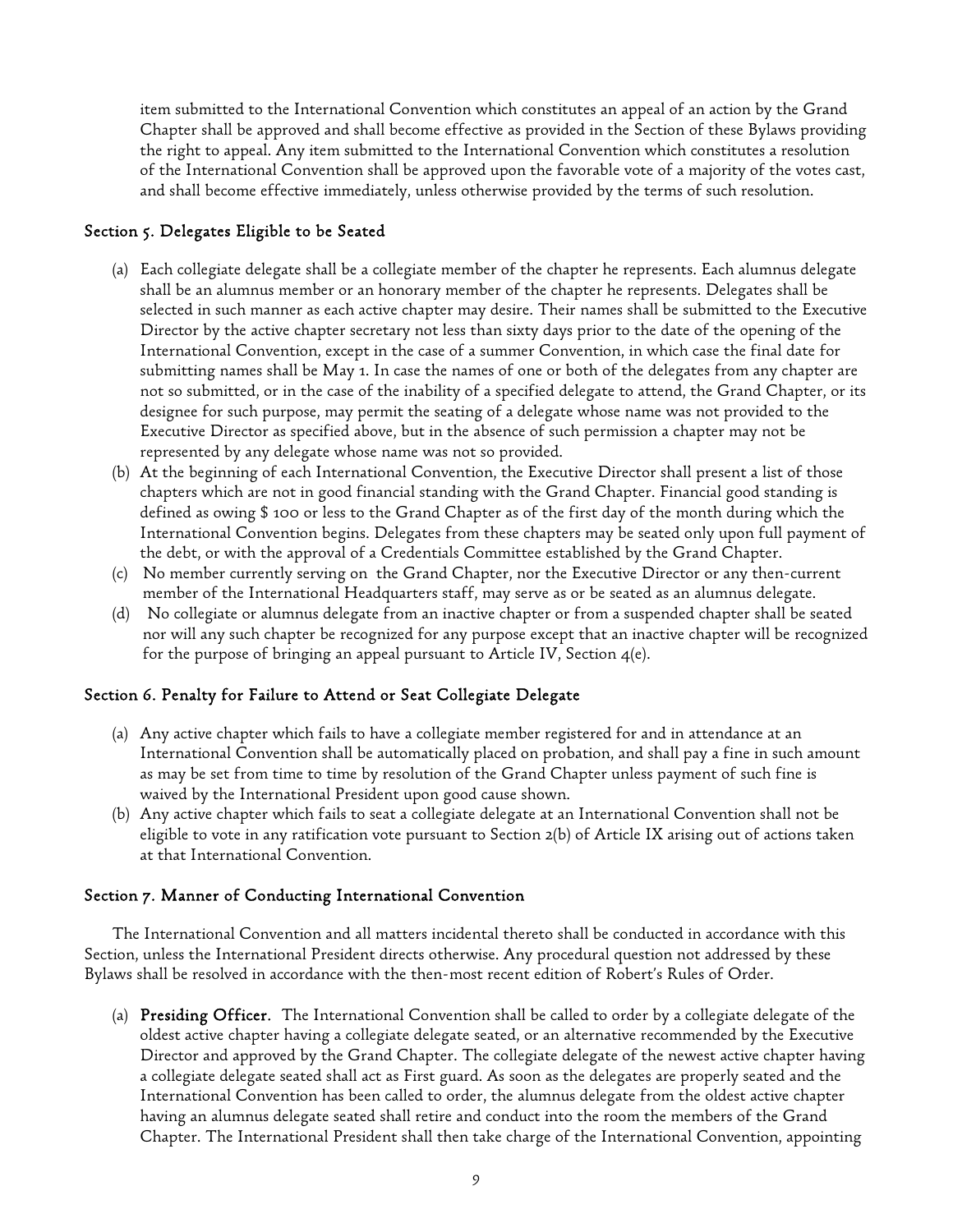item submitted to the International Convention which constitutes an appeal of an action by the Grand Chapter shall be approved and shall become effective as provided in the Section of these Bylaws providing the right to appeal. Any item submitted to the International Convention which constitutes a resolution of the International Convention shall be approved upon the favorable vote of a majority of the votes cast, and shall become effective immediately, unless otherwise provided by the terms of such resolution.

### Section 5. Delegates Eligible to be Seated

(a) Each collegiate delegate shall be a collegiate member of the chapter he represents. Each alumnus delegate shall be an alumnus member or an honorary member of the chapter he represents. Delegates shall be selected in such manner as each active chapter may desire. Their names shall be submitted to the Executive Director by the active chapter secretary not less than sixty days prior to the date of the opening of the International Convention, except in the case of a summer Convention, in which case the final date for submitting names shall be May 1. In case the names of one or both of the delegates from any chapter are not so submitted, or in the case of the inability of a specified delegate to attend, the Grand Chapter, or its designee for such purpose, may permit the seating of a delegate whose name was not provided to the Executive Director as specified above, but in the absence of such permission a chapter may not be represented by any delegate whose name was not so provided.

(b) At the beginning of each International Convention, the Executive Director shall present a list of those chapters which are not in good financial standing with the Grand Chapter. Financial good standing is defined as owing $ 100 or less to the Grand Chapter as of the first day of the month during which the International Convention begins. Delegates from these chapters may be seated only upon full payment of the debt, or with the approval of a Credentials Committee established by the Grand Chapter.

(c) No member currently serving on the Grand Chapter, nor the Executive Director or any then-current member of the International Headquarters staff, may serve as or be seated as an alumnus delegate.

(d) No collegiate or alumnus delegate from an inactive chapter or from a suspended chapter shall be seated nor will any such chapter be recognized for any purpose except that an inactive chapter will be recognized for the purpose of bringing an appeal pursuant to Article IV, Section 4(e).

### Section 6. Penalty for Failure to Attend or Seat Collegiate Delegate

(a) Any active chapter which fails to have a collegiate member registered for and in attendance at an International Convention shall be automatically placed on probation, and shall pay a fine in such amount as may be set from time to time by resolution of the Grand Chapter unless payment of such fine is waived by the International President upon good cause shown.

(b) Any active chapter which fails to seat a collegiate delegate at an International Convention shall not be eligible to vote in any ratification vote pursuant to Section 2(b) of Article IX arising out of actions taken at that International Convention.

### Section 7. Manner of Conducting International Convention

The International Convention and all matters incidental thereto shall be conducted in accordance with this Section, unless the International President directs otherwise. Any procedural question not addressed by these Bylaws shall be resolved in accordance with the then-most recent edition of Robert's Rules of Order.

(a) **Presiding Officer.** The International Convention shall be called to order by a collegiate delegate of the oldest active chapter having a collegiate delegate seated, or an alternative recommended by the Executive Director and approved by the Grand Chapter. The collegiate delegate of the newest active chapter having a collegiate delegate seated shall act as First guard. As soon as the delegates are properly seated and the International Convention has been called to order, the alumnus delegate from the oldest active chapter having an alumnus delegate seated shall retire and conduct into the room the members of the Grand Chapter. The International President shall then take charge of the International Convention, appointing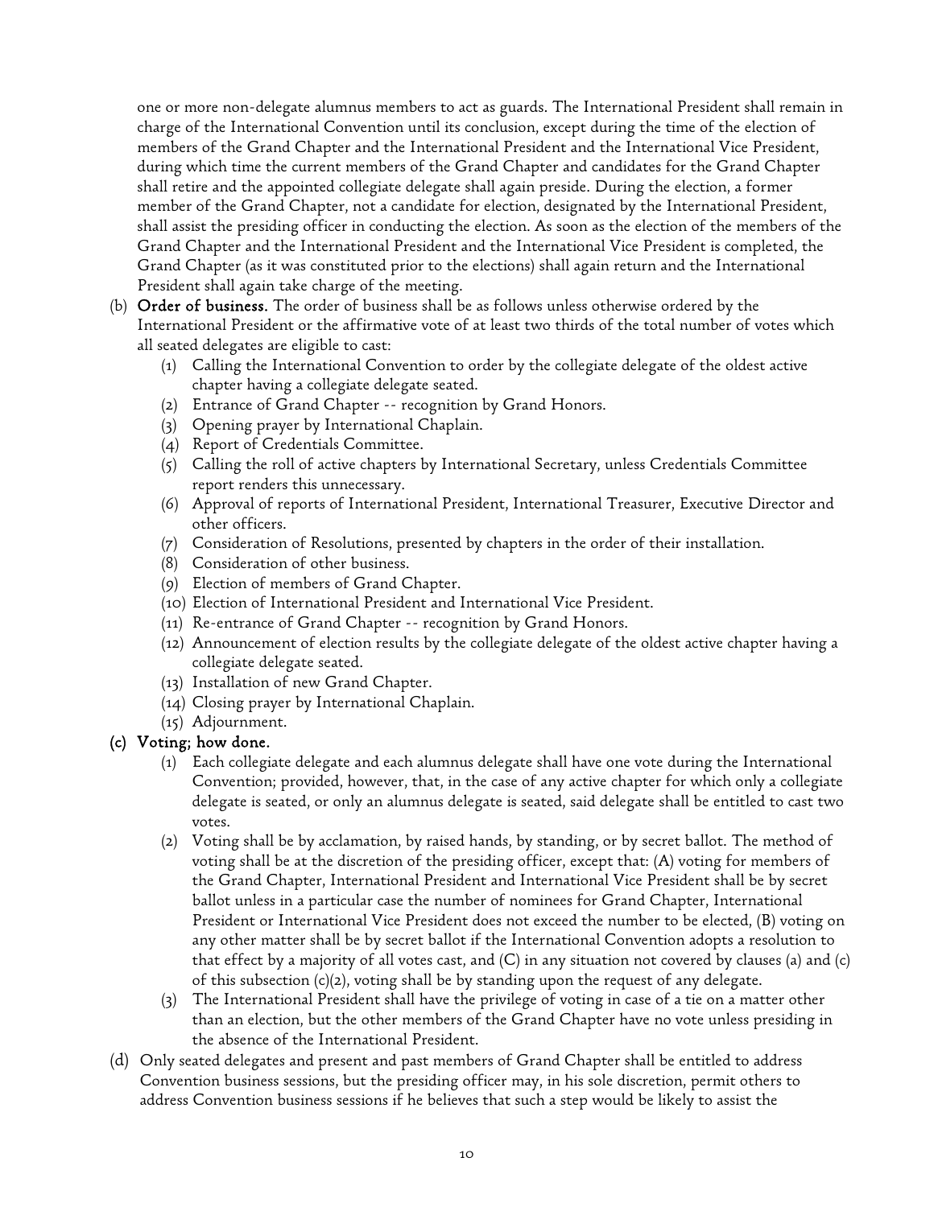one or more non-delegate alumnus members to act as guards. The International President shall remain in charge of the International Convention until its conclusion, except during the time of the election of members of the Grand Chapter and the International President and the International Vice President, during which time the current members of the Grand Chapter and candidates for the Grand Chapter shall retire and the appointed collegiate delegate shall again preside. During the election, a former member of the Grand Chapter, not a candidate for election, designated by the International President, shall assist the presiding officer in conducting the election. As soon as the election of the members of the Grand Chapter and the International President and the International Vice President is completed, the Grand Chapter (as it was constituted prior to the elections) shall again return and the International President shall again take charge of the meeting.

(b) **Order of business.** The order of business shall be as follows unless otherwise ordered by the International President or the affirmative vote of at least two thirds of the total number of votes which all seated delegates are eligible to cast:

   (1) Calling the International Convention to order by the collegiate delegate of the oldest active chapter having a collegiate delegate seated.
   (2) Entrance of Grand Chapter -- recognition by Grand Honors.
   (3) Opening prayer by International Chaplain.
   (4) Report of Credentials Committee.
   (5) Calling the roll of active chapters by International Secretary, unless Credentials Committee report renders this unnecessary.
   (6) Approval of reports of International President, International Treasurer, Executive Director and other officers.
   (7) Consideration of Resolutions, presented by chapters in the order of their installation.
   (8) Consideration of other business.
   (9) Election of members of Grand Chapter.
   (10) Election of International President and International Vice President.
   (11) Re-entrance of Grand Chapter -- recognition by Grand Honors.
   (12) Announcement of election results by the collegiate delegate of the oldest active chapter having a collegiate delegate seated.
   (13) Installation of new Grand Chapter.
   (14) Closing prayer by International Chaplain.
   (15) Adjournment.

**(c) Voting; how done.**

   (1) Each collegiate delegate and each alumnus delegate shall have one vote during the International Convention; provided, however, that, in the case of any active chapter for which only a collegiate delegate is seated, or only an alumnus delegate is seated, said delegate shall be entitled to cast two votes.
   (2) Voting shall be by acclamation, by raised hands, by standing, or by secret ballot. The method of voting shall be at the discretion of the presiding officer, except that: (A) voting for members of the Grand Chapter, International President and International Vice President shall be by secret ballot unless in a particular case the number of nominees for Grand Chapter, International President or International Vice President does not exceed the number to be elected, (B) voting on any other matter shall be by secret ballot if the International Convention adopts a resolution to that effect by a majority of all votes cast, and (C) in any situation not covered by clauses (a) and (c) of this subsection (c)(2), voting shall be by standing upon the request of any delegate.
   (3) The International President shall have the privilege of voting in case of a tie on a matter other than an election, but the other members of the Grand Chapter have no vote unless presiding in the absence of the International President.

(d) Only seated delegates and present and past members of Grand Chapter shall be entitled to address Convention business sessions, but the presiding officer may, in his sole discretion, permit others to address Convention business sessions if he believes that such a step would be likely to assist the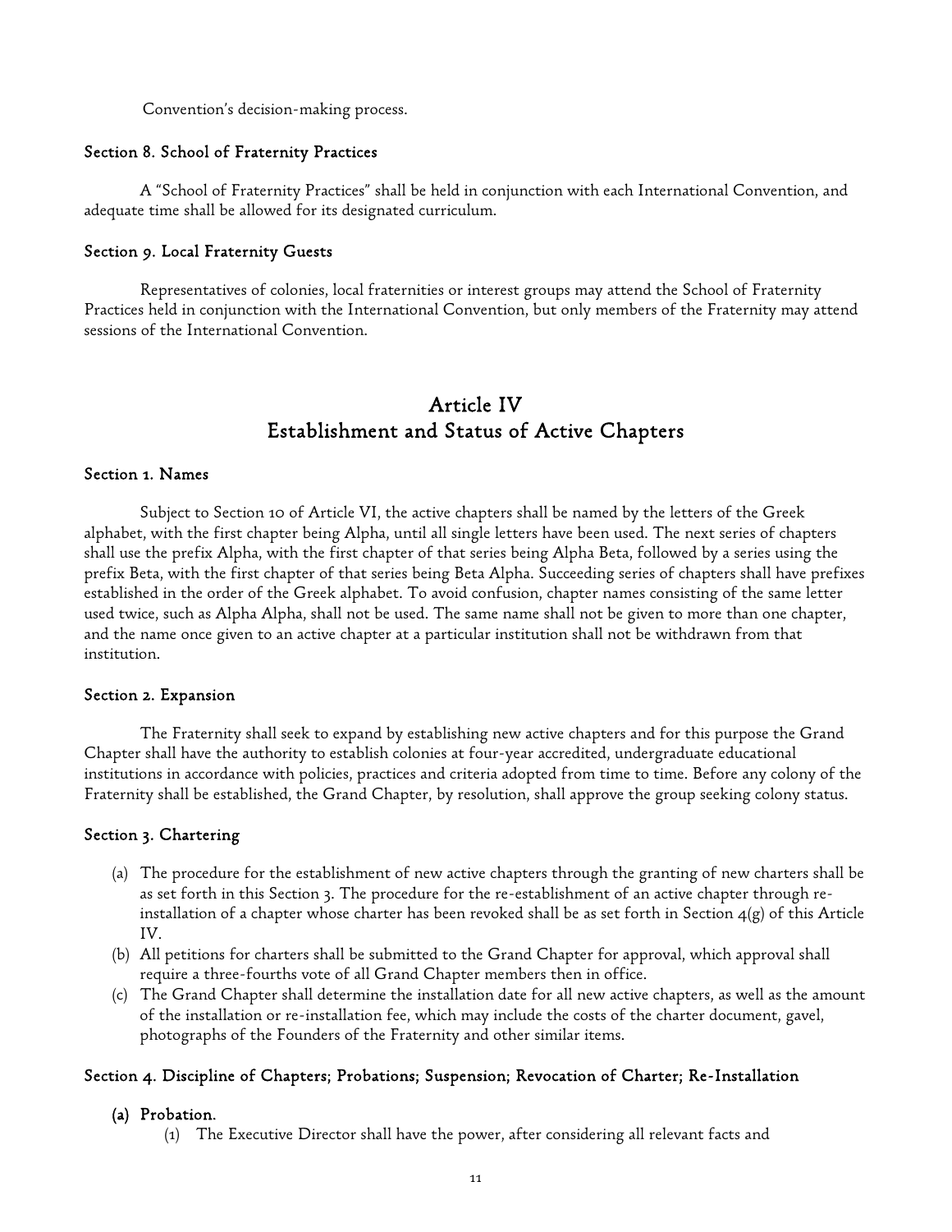Convention's decision-making process.

### Section 8. School of Fraternity Practices

A "School of Fraternity Practices" shall be held in conjunction with each International Convention, and adequate time shall be allowed for its designated curriculum.

### Section 9. Local Fraternity Guests

Representatives of colonies, local fraternities or interest groups may attend the School of Fraternity Practices held in conjunction with the International Convention, but only members of the Fraternity may attend sessions of the International Convention.

## Article IV
## Establishment and Status of Active Chapters

### Section 1. Names

Subject to Section 10 of Article VI, the active chapters shall be named by the letters of the Greek alphabet, with the first chapter being Alpha, until all single letters have been used. The next series of chapters shall use the prefix Alpha, with the first chapter of that series being Alpha Beta, followed by a series using the prefix Beta, with the first chapter of that series being Beta Alpha. Succeeding series of chapters shall have prefixes established in the order of the Greek alphabet. To avoid confusion, chapter names consisting of the same letter used twice, such as Alpha Alpha, shall not be used. The same name shall not be given to more than one chapter, and the name once given to an active chapter at a particular institution shall not be withdrawn from that institution.

### Section 2. Expansion

The Fraternity shall seek to expand by establishing new active chapters and for this purpose the Grand Chapter shall have the authority to establish colonies at four-year accredited, undergraduate educational institutions in accordance with policies, practices and criteria adopted from time to time. Before any colony of the Fraternity shall be established, the Grand Chapter, by resolution, shall approve the group seeking colony status.

### Section 3. Chartering

(a) The procedure for the establishment of new active chapters through the granting of new charters shall be as set forth in this Section 3. The procedure for the re-establishment of an active chapter through re-installation of a chapter whose charter has been revoked shall be as set forth in Section 4(g) of this Article IV.

(b) All petitions for charters shall be submitted to the Grand Chapter for approval, which approval shall require a three-fourths vote of all Grand Chapter members then in office.

(c) The Grand Chapter shall determine the installation date for all new active chapters, as well as the amount of the installation or re-installation fee, which may include the costs of the charter document, gavel, photographs of the Founders of the Fraternity and other similar items.

### Section 4. Discipline of Chapters; Probations; Suspension; Revocation of Charter; Re-Installation

**(a) Probation.**

(1) The Executive Director shall have the power, after considering all relevant facts and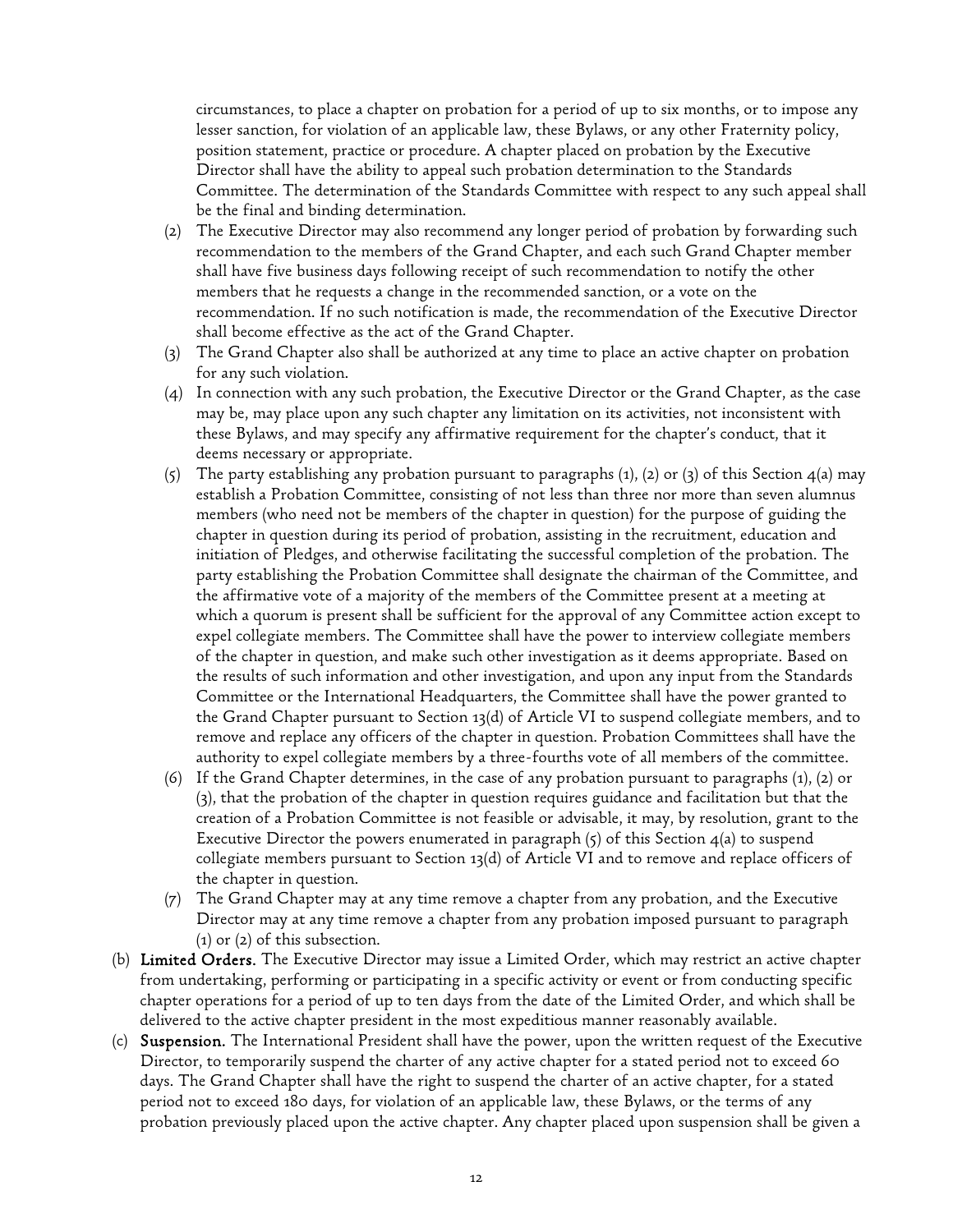circumstances, to place a chapter on probation for a period of up to six months, or to impose any lesser sanction, for violation of an applicable law, these Bylaws, or any other Fraternity policy, position statement, practice or procedure. A chapter placed on probation by the Executive Director shall have the ability to appeal such probation determination to the Standards Committee. The determination of the Standards Committee with respect to any such appeal shall be the final and binding determination.

(2) The Executive Director may also recommend any longer period of probation by forwarding such recommendation to the members of the Grand Chapter, and each such Grand Chapter member shall have five business days following receipt of such recommendation to notify the other members that he requests a change in the recommended sanction, or a vote on the recommendation. If no such notification is made, the recommendation of the Executive Director shall become effective as the act of the Grand Chapter.

(3) The Grand Chapter also shall be authorized at any time to place an active chapter on probation for any such violation.

(4) In connection with any such probation, the Executive Director or the Grand Chapter, as the case may be, may place upon any such chapter any limitation on its activities, not inconsistent with these Bylaws, and may specify any affirmative requirement for the chapter's conduct, that it deems necessary or appropriate.

(5) The party establishing any probation pursuant to paragraphs (1), (2) or (3) of this Section 4(a) may establish a Probation Committee, consisting of not less than three nor more than seven alumnus members (who need not be members of the chapter in question) for the purpose of guiding the chapter in question during its period of probation, assisting in the recruitment, education and initiation of Pledges, and otherwise facilitating the successful completion of the probation. The party establishing the Probation Committee shall designate the chairman of the Committee, and the affirmative vote of a majority of the members of the Committee present at a meeting at which a quorum is present shall be sufficient for the approval of any Committee action except to expel collegiate members. The Committee shall have the power to interview collegiate members of the chapter in question, and make such other investigation as it deems appropriate. Based on the results of such information and other investigation, and upon any input from the Standards Committee or the International Headquarters, the Committee shall have the power granted to the Grand Chapter pursuant to Section 13(d) of Article VI to suspend collegiate members, and to remove and replace any officers of the chapter in question. Probation Committees shall have the authority to expel collegiate members by a three-fourths vote of all members of the committee.

(6) If the Grand Chapter determines, in the case of any probation pursuant to paragraphs (1), (2) or (3), that the probation of the chapter in question requires guidance and facilitation but that the creation of a Probation Committee is not feasible or advisable, it may, by resolution, grant to the Executive Director the powers enumerated in paragraph (5) of this Section 4(a) to suspend collegiate members pursuant to Section 13(d) of Article VI and to remove and replace officers of the chapter in question.

(7) The Grand Chapter may at any time remove a chapter from any probation, and the Executive Director may at any time remove a chapter from any probation imposed pursuant to paragraph (1) or (2) of this subsection.

(b) **Limited Orders.** The Executive Director may issue a Limited Order, which may restrict an active chapter from undertaking, performing or participating in a specific activity or event or from conducting specific chapter operations for a period of up to ten days from the date of the Limited Order, and which shall be delivered to the active chapter president in the most expeditious manner reasonably available.

(c) **Suspension.** The International President shall have the power, upon the written request of the Executive Director, to temporarily suspend the charter of any active chapter for a stated period not to exceed 60 days. The Grand Chapter shall have the right to suspend the charter of an active chapter, for a stated period not to exceed 180 days, for violation of an applicable law, these Bylaws, or the terms of any probation previously placed upon the active chapter. Any chapter placed upon suspension shall be given a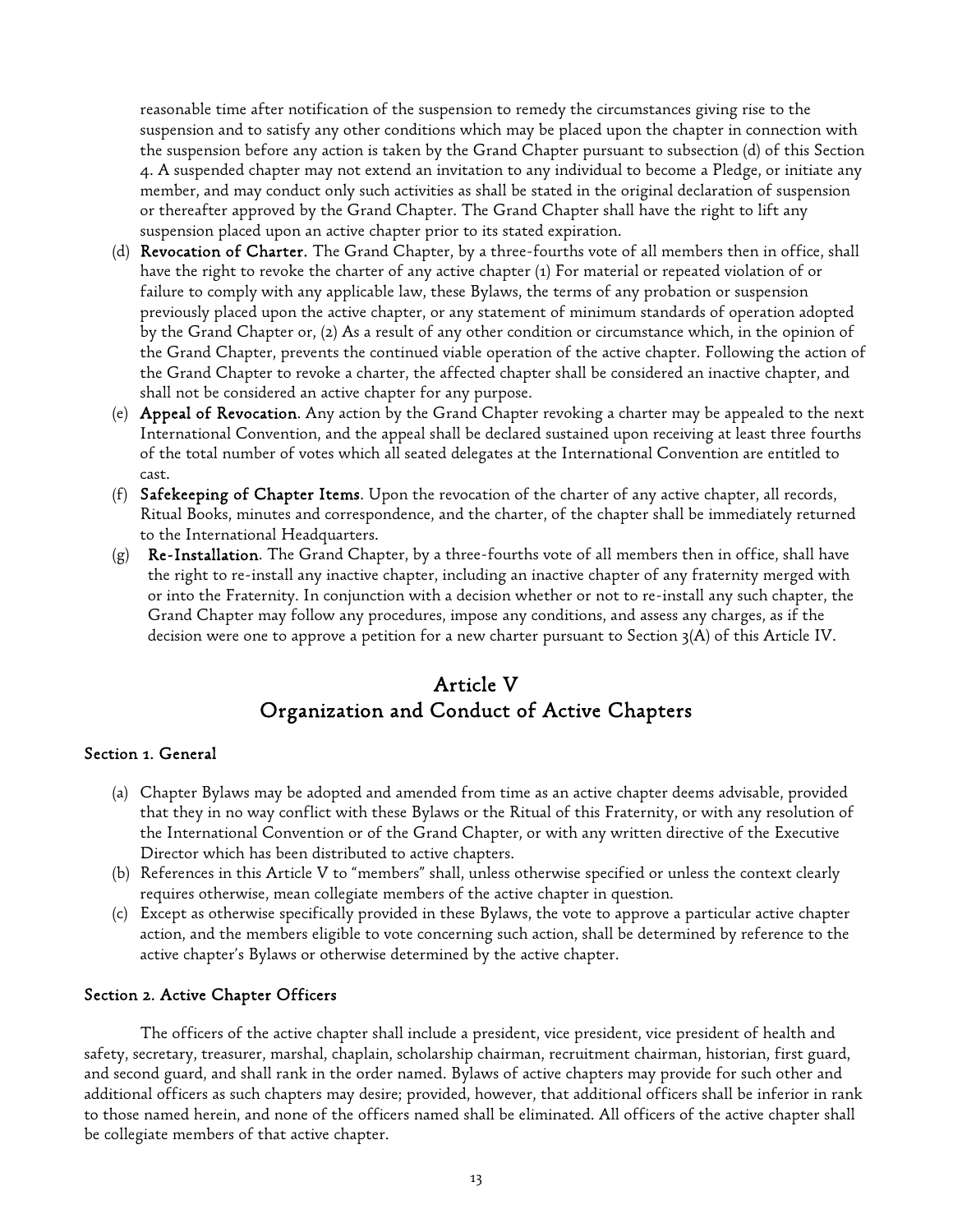reasonable time after notification of the suspension to remedy the circumstances giving rise to the suspension and to satisfy any other conditions which may be placed upon the chapter in connection with the suspension before any action is taken by the Grand Chapter pursuant to subsection (d) of this Section 4. A suspended chapter may not extend an invitation to any individual to become a Pledge, or initiate any member, and may conduct only such activities as shall be stated in the original declaration of suspension or thereafter approved by the Grand Chapter. The Grand Chapter shall have the right to lift any suspension placed upon an active chapter prior to its stated expiration.

(d) **Revocation of Charter.** The Grand Chapter, by a three-fourths vote of all members then in office, shall have the right to revoke the charter of any active chapter (1) For material or repeated violation of or failure to comply with any applicable law, these Bylaws, the terms of any probation or suspension previously placed upon the active chapter, or any statement of minimum standards of operation adopted by the Grand Chapter or, (2) As a result of any other condition or circumstance which, in the opinion of the Grand Chapter, prevents the continued viable operation of the active chapter. Following the action of the Grand Chapter to revoke a charter, the affected chapter shall be considered an inactive chapter, and shall not be considered an active chapter for any purpose.

(e) **Appeal of Revocation.** Any action by the Grand Chapter revoking a charter may be appealed to the next International Convention, and the appeal shall be declared sustained upon receiving at least three fourths of the total number of votes which all seated delegates at the International Convention are entitled to cast.

(f) **Safekeeping of Chapter Items.** Upon the revocation of the charter of any active chapter, all records, Ritual Books, minutes and correspondence, and the charter, of the chapter shall be immediately returned to the International Headquarters.

(g) **Re-Installation.** The Grand Chapter, by a three-fourths vote of all members then in office, shall have the right to re-install any inactive chapter, including an inactive chapter of any fraternity merged with or into the Fraternity. In conjunction with a decision whether or not to re-install any such chapter, the Grand Chapter may follow any procedures, impose any conditions, and assess any charges, as if the decision were one to approve a petition for a new charter pursuant to Section 3(A) of this Article IV.

# Article V
# Organization and Conduct of Active Chapters

### Section 1. General

(a) Chapter Bylaws may be adopted and amended from time as an active chapter deems advisable, provided that they in no way conflict with these Bylaws or the Ritual of this Fraternity, or with any resolution of the International Convention or of the Grand Chapter, or with any written directive of the Executive Director which has been distributed to active chapters.

(b) References in this Article V to "members" shall, unless otherwise specified or unless the context clearly requires otherwise, mean collegiate members of the active chapter in question.

(c) Except as otherwise specifically provided in these Bylaws, the vote to approve a particular active chapter action, and the members eligible to vote concerning such action, shall be determined by reference to the active chapter's Bylaws or otherwise determined by the active chapter.

### Section 2. Active Chapter Officers

The officers of the active chapter shall include a president, vice president, vice president of health and safety, secretary, treasurer, marshal, chaplain, scholarship chairman, recruitment chairman, historian, first guard, and second guard, and shall rank in the order named. Bylaws of active chapters may provide for such other and additional officers as such chapters may desire; provided, however, that additional officers shall be inferior in rank to those named herein, and none of the officers named shall be eliminated. All officers of the active chapter shall be collegiate members of that active chapter.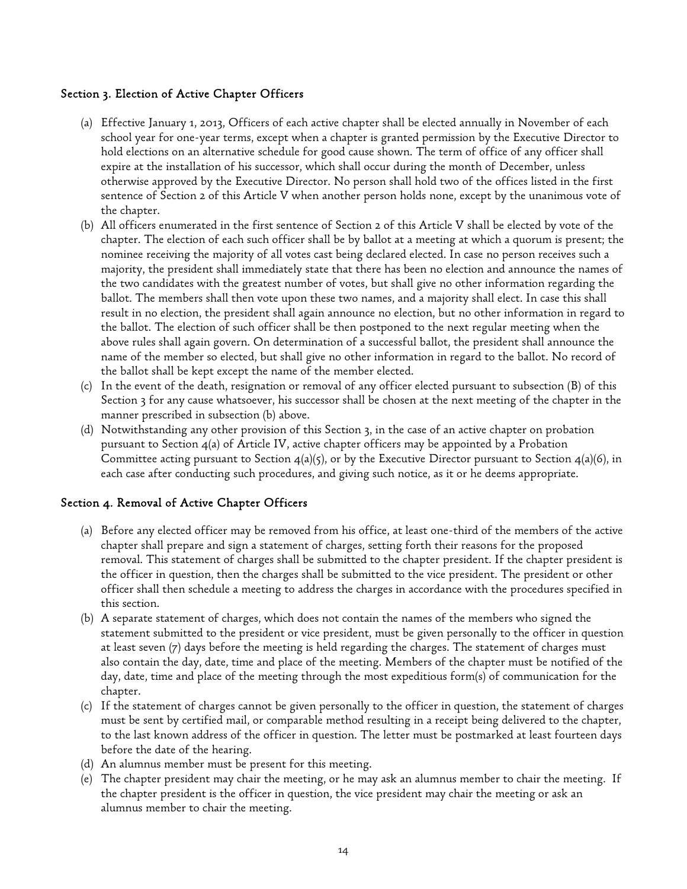### Section 3. Election of Active Chapter Officers

(a) Effective January 1, 2013, Officers of each active chapter shall be elected annually in November of each school year for one-year terms, except when a chapter is granted permission by the Executive Director to hold elections on an alternative schedule for good cause shown. The term of office of any officer shall expire at the installation of his successor, which shall occur during the month of December, unless otherwise approved by the Executive Director. No person shall hold two of the offices listed in the first sentence of Section 2 of this Article V when another person holds none, except by the unanimous vote of the chapter.

(b) All officers enumerated in the first sentence of Section 2 of this Article V shall be elected by vote of the chapter. The election of each such officer shall be by ballot at a meeting at which a quorum is present; the nominee receiving the majority of all votes cast being declared elected. In case no person receives such a majority, the president shall immediately state that there has been no election and announce the names of the two candidates with the greatest number of votes, but shall give no other information regarding the ballot. The members shall then vote upon these two names, and a majority shall elect. In case this shall result in no election, the president shall again announce no election, but no other information in regard to the ballot. The election of such officer shall be then postponed to the next regular meeting when the above rules shall again govern. On determination of a successful ballot, the president shall announce the name of the member so elected, but shall give no other information in regard to the ballot. No record of the ballot shall be kept except the name of the member elected.

(c) In the event of the death, resignation or removal of any officer elected pursuant to subsection (B) of this Section 3 for any cause whatsoever, his successor shall be chosen at the next meeting of the chapter in the manner prescribed in subsection (b) above.

(d) Notwithstanding any other provision of this Section 3, in the case of an active chapter on probation pursuant to Section 4(a) of Article IV, active chapter officers may be appointed by a Probation Committee acting pursuant to Section 4(a)(5), or by the Executive Director pursuant to Section 4(a)(6), in each case after conducting such procedures, and giving such notice, as it or he deems appropriate.

### Section 4. Removal of Active Chapter Officers

(a) Before any elected officer may be removed from his office, at least one-third of the members of the active chapter shall prepare and sign a statement of charges, setting forth their reasons for the proposed removal. This statement of charges shall be submitted to the chapter president. If the chapter president is the officer in question, then the charges shall be submitted to the vice president. The president or other officer shall then schedule a meeting to address the charges in accordance with the procedures specified in this section.

(b) A separate statement of charges, which does not contain the names of the members who signed the statement submitted to the president or vice president, must be given personally to the officer in question at least seven (7) days before the meeting is held regarding the charges. The statement of charges must also contain the day, date, time and place of the meeting. Members of the chapter must be notified of the day, date, time and place of the meeting through the most expeditious form(s) of communication for the chapter.

(c) If the statement of charges cannot be given personally to the officer in question, the statement of charges must be sent by certified mail, or comparable method resulting in a receipt being delivered to the chapter, to the last known address of the officer in question. The letter must be postmarked at least fourteen days before the date of the hearing.

(d) An alumnus member must be present for this meeting.

(e) The chapter president may chair the meeting, or he may ask an alumnus member to chair the meeting. If the chapter president is the officer in question, the vice president may chair the meeting or ask an alumnus member to chair the meeting.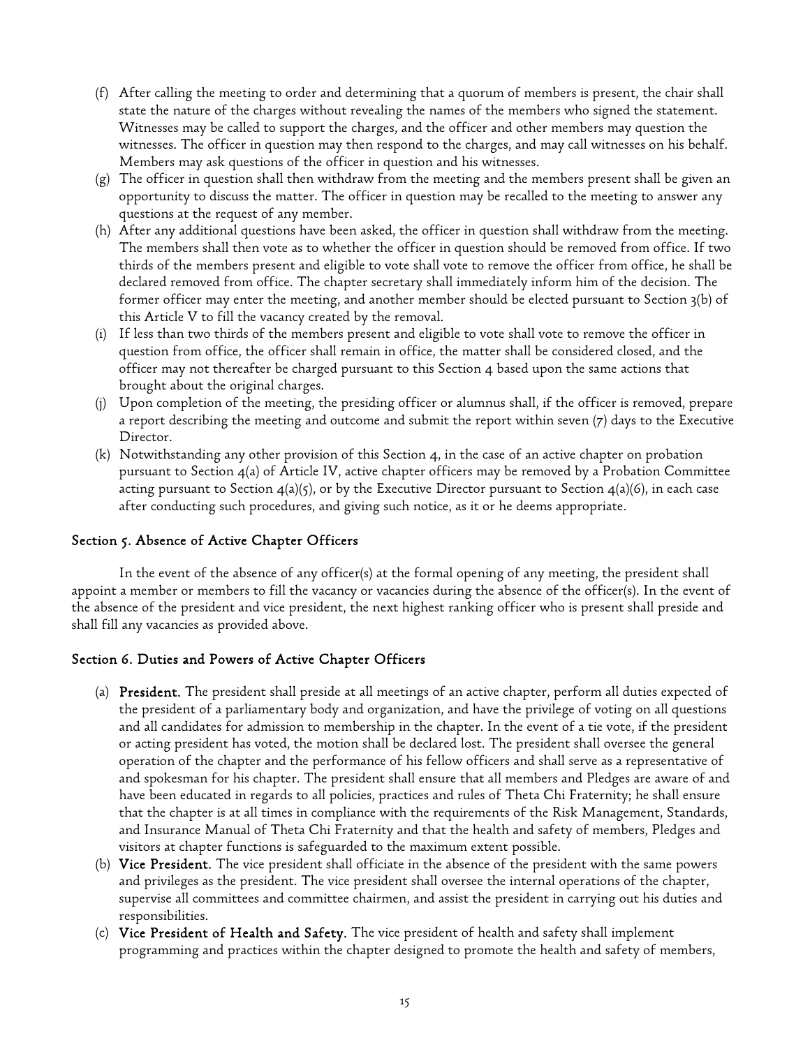(f) After calling the meeting to order and determining that a quorum of members is present, the chair shall state the nature of the charges without revealing the names of the members who signed the statement. Witnesses may be called to support the charges, and the officer and other members may question the witnesses. The officer in question may then respond to the charges, and may call witnesses on his behalf. Members may ask questions of the officer in question and his witnesses.

(g) The officer in question shall then withdraw from the meeting and the members present shall be given an opportunity to discuss the matter. The officer in question may be recalled to the meeting to answer any questions at the request of any member.

(h) After any additional questions have been asked, the officer in question shall withdraw from the meeting. The members shall then vote as to whether the officer in question should be removed from office. If two thirds of the members present and eligible to vote shall vote to remove the officer from office, he shall be declared removed from office. The chapter secretary shall immediately inform him of the decision. The former officer may enter the meeting, and another member should be elected pursuant to Section 3(b) of this Article V to fill the vacancy created by the removal.

(i) If less than two thirds of the members present and eligible to vote shall vote to remove the officer in question from office, the officer shall remain in office, the matter shall be considered closed, and the officer may not thereafter be charged pursuant to this Section 4 based upon the same actions that brought about the original charges.

(j) Upon completion of the meeting, the presiding officer or alumnus shall, if the officer is removed, prepare a report describing the meeting and outcome and submit the report within seven (7) days to the Executive Director.

(k) Notwithstanding any other provision of this Section 4, in the case of an active chapter on probation pursuant to Section 4(a) of Article IV, active chapter officers may be removed by a Probation Committee acting pursuant to Section 4(a)(5), or by the Executive Director pursuant to Section 4(a)(6), in each case after conducting such procedures, and giving such notice, as it or he deems appropriate.

### Section 5. Absence of Active Chapter Officers

In the event of the absence of any officer(s) at the formal opening of any meeting, the president shall appoint a member or members to fill the vacancy or vacancies during the absence of the officer(s). In the event of the absence of the president and vice president, the next highest ranking officer who is present shall preside and shall fill any vacancies as provided above.

### Section 6. Duties and Powers of Active Chapter Officers

(a) **President.** The president shall preside at all meetings of an active chapter, perform all duties expected of the president of a parliamentary body and organization, and have the privilege of voting on all questions and all candidates for admission to membership in the chapter. In the event of a tie vote, if the president or acting president has voted, the motion shall be declared lost. The president shall oversee the general operation of the chapter and the performance of his fellow officers and shall serve as a representative of and spokesman for his chapter. The president shall ensure that all members and Pledges are aware of and have been educated in regards to all policies, practices and rules of Theta Chi Fraternity; he shall ensure that the chapter is at all times in compliance with the requirements of the Risk Management, Standards, and Insurance Manual of Theta Chi Fraternity and that the health and safety of members, Pledges and visitors at chapter functions is safeguarded to the maximum extent possible.

(b) **Vice President.** The vice president shall officiate in the absence of the president with the same powers and privileges as the president. The vice president shall oversee the internal operations of the chapter, supervise all committees and committee chairmen, and assist the president in carrying out his duties and responsibilities.

(c) **Vice President of Health and Safety.** The vice president of health and safety shall implement programming and practices within the chapter designed to promote the health and safety of members,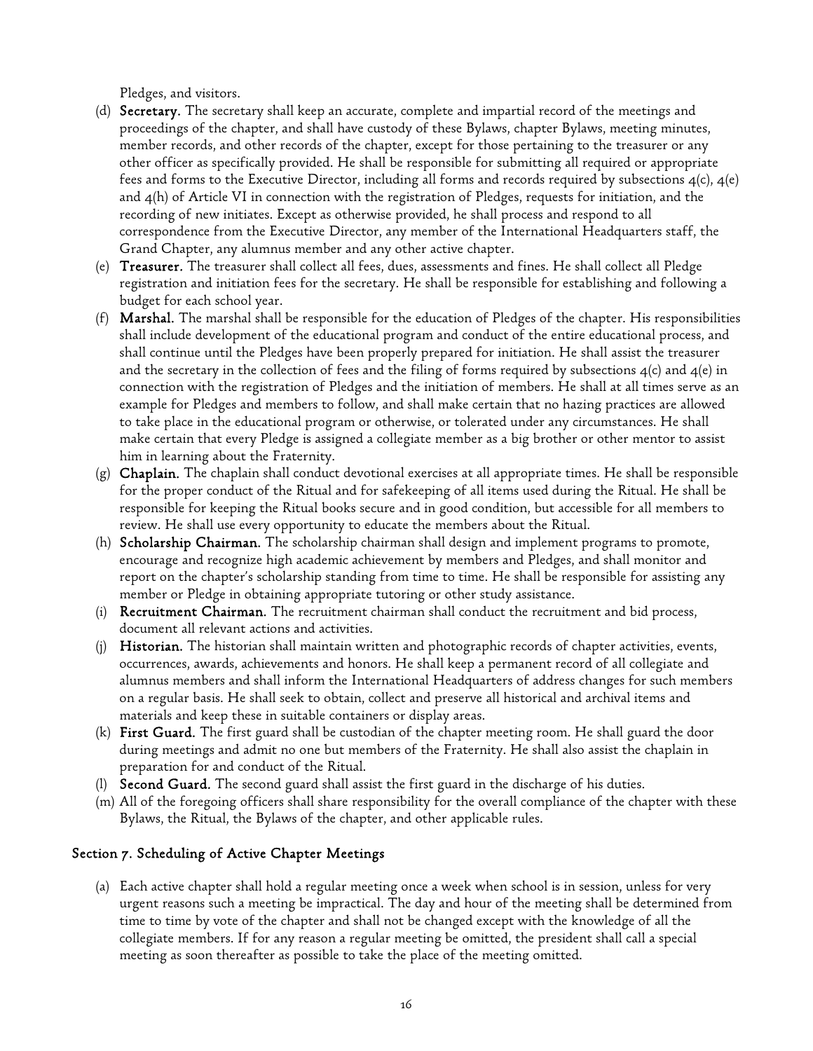Pledges, and visitors.

(d) **Secretary.** The secretary shall keep an accurate, complete and impartial record of the meetings and proceedings of the chapter, and shall have custody of these Bylaws, chapter Bylaws, meeting minutes, member records, and other records of the chapter, except for those pertaining to the treasurer or any other officer as specifically provided. He shall be responsible for submitting all required or appropriate fees and forms to the Executive Director, including all forms and records required by subsections 4(c), 4(e) and 4(h) of Article VI in connection with the registration of Pledges, requests for initiation, and the recording of new initiates. Except as otherwise provided, he shall process and respond to all correspondence from the Executive Director, any member of the International Headquarters staff, the Grand Chapter, any alumnus member and any other active chapter.

(e) **Treasurer.** The treasurer shall collect all fees, dues, assessments and fines. He shall collect all Pledge registration and initiation fees for the secretary. He shall be responsible for establishing and following a budget for each school year.

(f) **Marshal.** The marshal shall be responsible for the education of Pledges of the chapter. His responsibilities shall include development of the educational program and conduct of the entire educational process, and shall continue until the Pledges have been properly prepared for initiation. He shall assist the treasurer and the secretary in the collection of fees and the filing of forms required by subsections 4(c) and 4(e) in connection with the registration of Pledges and the initiation of members. He shall at all times serve as an example for Pledges and members to follow, and shall make certain that no hazing practices are allowed to take place in the educational program or otherwise, or tolerated under any circumstances. He shall make certain that every Pledge is assigned a collegiate member as a big brother or other mentor to assist him in learning about the Fraternity.

(g) **Chaplain.** The chaplain shall conduct devotional exercises at all appropriate times. He shall be responsible for the proper conduct of the Ritual and for safekeeping of all items used during the Ritual. He shall be responsible for keeping the Ritual books secure and in good condition, but accessible for all members to review. He shall use every opportunity to educate the members about the Ritual.

(h) **Scholarship Chairman.** The scholarship chairman shall design and implement programs to promote, encourage and recognize high academic achievement by members and Pledges, and shall monitor and report on the chapter's scholarship standing from time to time. He shall be responsible for assisting any member or Pledge in obtaining appropriate tutoring or other study assistance.

(i) **Recruitment Chairman.** The recruitment chairman shall conduct the recruitment and bid process, document all relevant actions and activities.

(j) **Historian.** The historian shall maintain written and photographic records of chapter activities, events, occurrences, awards, achievements and honors. He shall keep a permanent record of all collegiate and alumnus members and shall inform the International Headquarters of address changes for such members on a regular basis. He shall seek to obtain, collect and preserve all historical and archival items and materials and keep these in suitable containers or display areas.

(k) **First Guard.** The first guard shall be custodian of the chapter meeting room. He shall guard the door during meetings and admit no one but members of the Fraternity. He shall also assist the chaplain in preparation for and conduct of the Ritual.

(l) **Second Guard.** The second guard shall assist the first guard in the discharge of his duties.

(m) All of the foregoing officers shall share responsibility for the overall compliance of the chapter with these Bylaws, the Ritual, the Bylaws of the chapter, and other applicable rules.

## Section 7. Scheduling of Active Chapter Meetings

(a) Each active chapter shall hold a regular meeting once a week when school is in session, unless for very urgent reasons such a meeting be impractical. The day and hour of the meeting shall be determined from time to time by vote of the chapter and shall not be changed except with the knowledge of all the collegiate members. If for any reason a regular meeting be omitted, the president shall call a special meeting as soon thereafter as possible to take the place of the meeting omitted.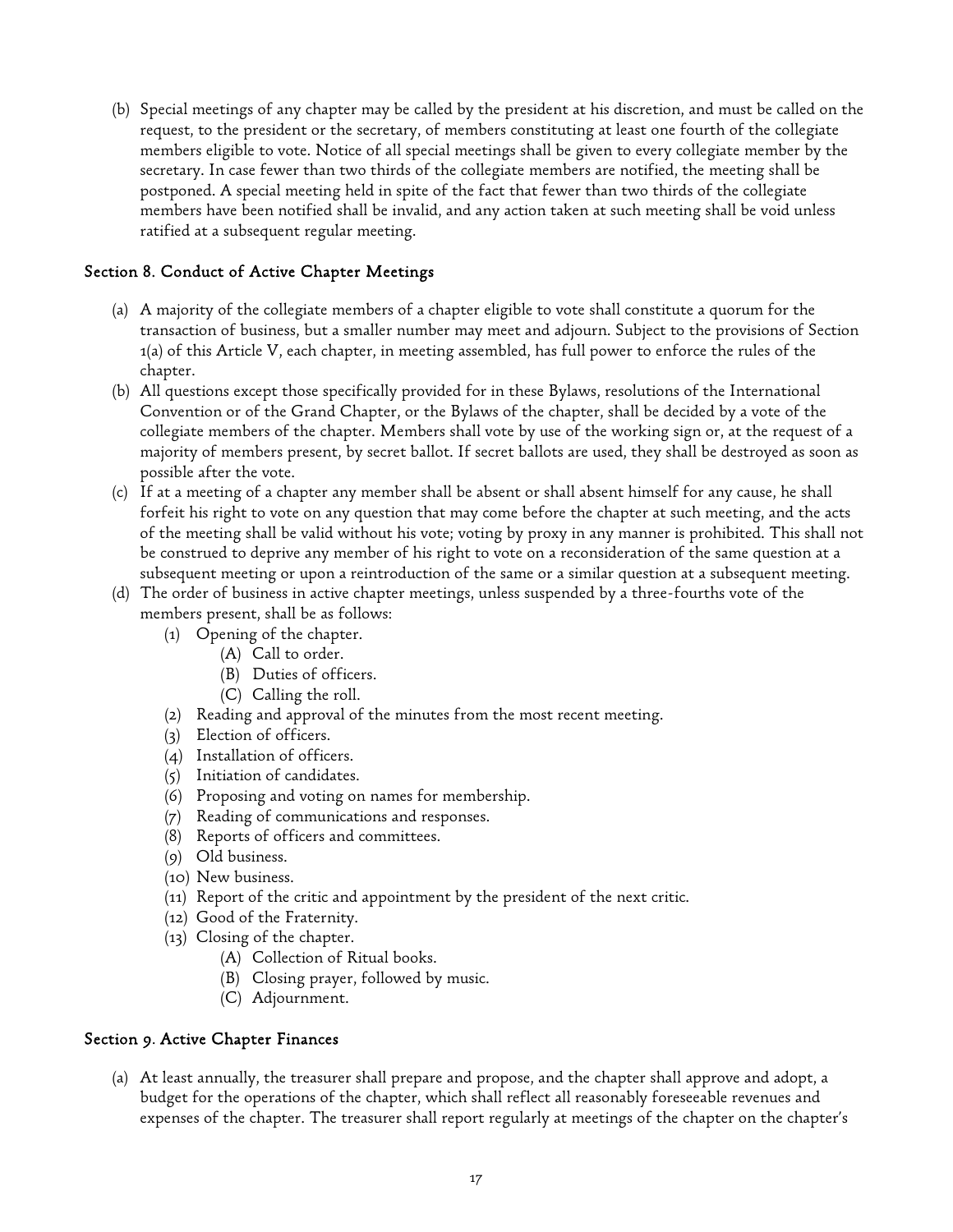(b) Special meetings of any chapter may be called by the president at his discretion, and must be called on the request, to the president or the secretary, of members constituting at least one fourth of the collegiate members eligible to vote. Notice of all special meetings shall be given to every collegiate member by the secretary. In case fewer than two thirds of the collegiate members are notified, the meeting shall be postponed. A special meeting held in spite of the fact that fewer than two thirds of the collegiate members have been notified shall be invalid, and any action taken at such meeting shall be void unless ratified at a subsequent regular meeting.

### Section 8. Conduct of Active Chapter Meetings

(a) A majority of the collegiate members of a chapter eligible to vote shall constitute a quorum for the transaction of business, but a smaller number may meet and adjourn. Subject to the provisions of Section 1(a) of this Article V, each chapter, in meeting assembled, has full power to enforce the rules of the chapter.

(b) All questions except those specifically provided for in these Bylaws, resolutions of the International Convention or of the Grand Chapter, or the Bylaws of the chapter, shall be decided by a vote of the collegiate members of the chapter. Members shall vote by use of the working sign or, at the request of a majority of members present, by secret ballot. If secret ballots are used, they shall be destroyed as soon as possible after the vote.

(c) If at a meeting of a chapter any member shall be absent or shall absent himself for any cause, he shall forfeit his right to vote on any question that may come before the chapter at such meeting, and the acts of the meeting shall be valid without his vote; voting by proxy in any manner is prohibited. This shall not be construed to deprive any member of his right to vote on a reconsideration of the same question at a subsequent meeting or upon a reintroduction of the same or a similar question at a subsequent meeting.

(d) The order of business in active chapter meetings, unless suspended by a three-fourths vote of the members present, shall be as follows:

   (1) Opening of the chapter.
      (A) Call to order.
      (B) Duties of officers.
      (C) Calling the roll.
   (2) Reading and approval of the minutes from the most recent meeting.
   (3) Election of officers.
   (4) Installation of officers.
   (5) Initiation of candidates.
   (6) Proposing and voting on names for membership.
   (7) Reading of communications and responses.
   (8) Reports of officers and committees.
   (9) Old business.
   (10) New business.
   (11) Report of the critic and appointment by the president of the next critic.
   (12) Good of the Fraternity.
   (13) Closing of the chapter.
      (A) Collection of Ritual books.
      (B) Closing prayer, followed by music.
      (C) Adjournment.

### Section 9. Active Chapter Finances

(a) At least annually, the treasurer shall prepare and propose, and the chapter shall approve and adopt, a budget for the operations of the chapter, which shall reflect all reasonably foreseeable revenues and expenses of the chapter. The treasurer shall report regularly at meetings of the chapter on the chapter's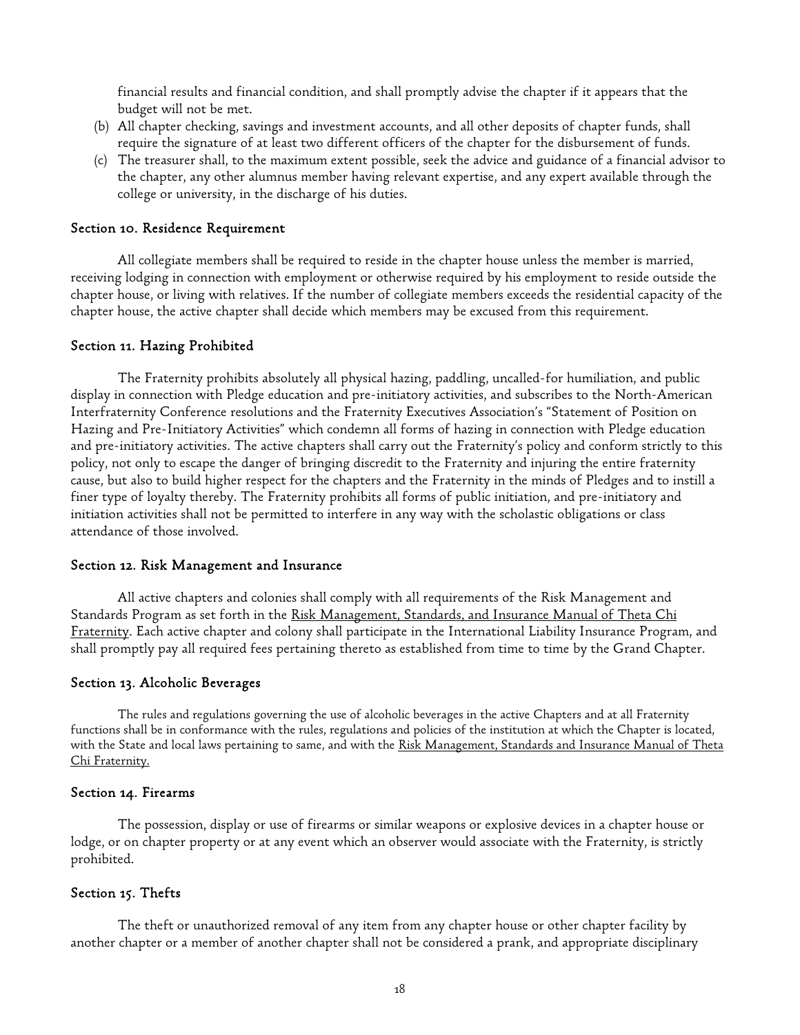financial results and financial condition, and shall promptly advise the chapter if it appears that the budget will not be met.

(b) All chapter checking, savings and investment accounts, and all other deposits of chapter funds, shall require the signature of at least two different officers of the chapter for the disbursement of funds.

(c) The treasurer shall, to the maximum extent possible, seek the advice and guidance of a financial advisor to the chapter, any other alumnus member having relevant expertise, and any expert available through the college or university, in the discharge of his duties.

### Section 10. Residence Requirement

All collegiate members shall be required to reside in the chapter house unless the member is married, receiving lodging in connection with employment or otherwise required by his employment to reside outside the chapter house, or living with relatives. If the number of collegiate members exceeds the residential capacity of the chapter house, the active chapter shall decide which members may be excused from this requirement.

### Section 11. Hazing Prohibited

The Fraternity prohibits absolutely all physical hazing, paddling, uncalled-for humiliation, and public display in connection with Pledge education and pre-initiatory activities, and subscribes to the North-American Interfraternity Conference resolutions and the Fraternity Executives Association's "Statement of Position on Hazing and Pre-Initiatory Activities" which condemn all forms of hazing in connection with Pledge education and pre-initiatory activities. The active chapters shall carry out the Fraternity's policy and conform strictly to this policy, not only to escape the danger of bringing discredit to the Fraternity and injuring the entire fraternity cause, but also to build higher respect for the chapters and the Fraternity in the minds of Pledges and to instill a finer type of loyalty thereby. The Fraternity prohibits all forms of public initiation, and pre-initiatory and initiation activities shall not be permitted to interfere in any way with the scholastic obligations or class attendance of those involved.

### Section 12. Risk Management and Insurance

All active chapters and colonies shall comply with all requirements of the Risk Management and Standards Program as set forth in the Risk Management, Standards, and Insurance Manual of Theta Chi Fraternity. Each active chapter and colony shall participate in the International Liability Insurance Program, and shall promptly pay all required fees pertaining thereto as established from time to time by the Grand Chapter.

### Section 13. Alcoholic Beverages

The rules and regulations governing the use of alcoholic beverages in the active Chapters and at all Fraternity functions shall be in conformance with the rules, regulations and policies of the institution at which the Chapter is located, with the State and local laws pertaining to same, and with the Risk Management, Standards and Insurance Manual of Theta Chi Fraternity.

### Section 14. Firearms

The possession, display or use of firearms or similar weapons or explosive devices in a chapter house or lodge, or on chapter property or at any event which an observer would associate with the Fraternity, is strictly prohibited.

### Section 15. Thefts

The theft or unauthorized removal of any item from any chapter house or other chapter facility by another chapter or a member of another chapter shall not be considered a prank, and appropriate disciplinary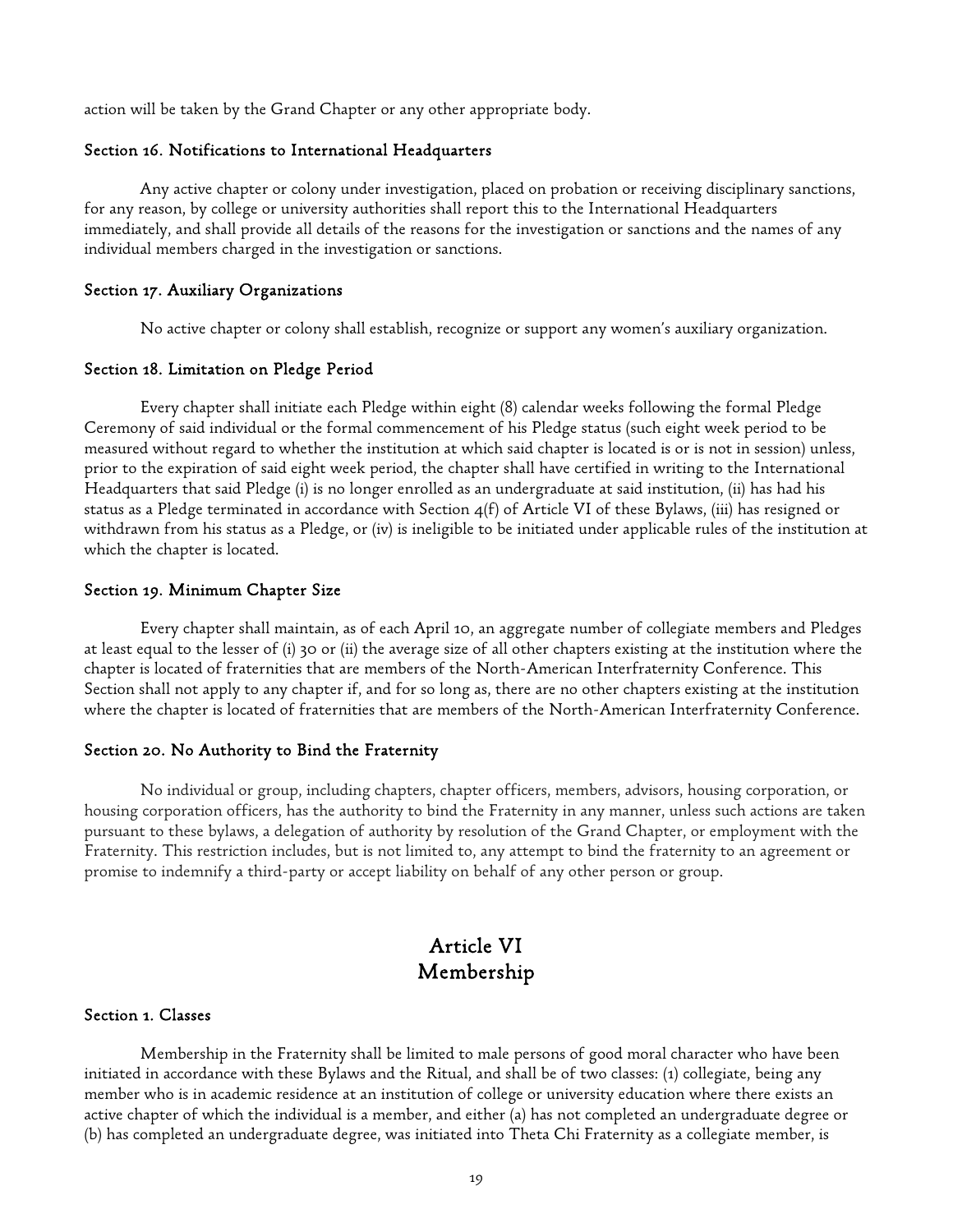action will be taken by the Grand Chapter or any other appropriate body.

### Section 16. Notifications to International Headquarters

Any active chapter or colony under investigation, placed on probation or receiving disciplinary sanctions, for any reason, by college or university authorities shall report this to the International Headquarters immediately, and shall provide all details of the reasons for the investigation or sanctions and the names of any individual members charged in the investigation or sanctions.

### Section 17. Auxiliary Organizations

No active chapter or colony shall establish, recognize or support any women's auxiliary organization.

### Section 18. Limitation on Pledge Period

Every chapter shall initiate each Pledge within eight (8) calendar weeks following the formal Pledge Ceremony of said individual or the formal commencement of his Pledge status (such eight week period to be measured without regard to whether the institution at which said chapter is located is or is not in session) unless, prior to the expiration of said eight week period, the chapter shall have certified in writing to the International Headquarters that said Pledge (i) is no longer enrolled as an undergraduate at said institution, (ii) has had his status as a Pledge terminated in accordance with Section 4(f) of Article VI of these Bylaws, (iii) has resigned or withdrawn from his status as a Pledge, or (iv) is ineligible to be initiated under applicable rules of the institution at which the chapter is located.

### Section 19. Minimum Chapter Size

Every chapter shall maintain, as of each April 10, an aggregate number of collegiate members and Pledges at least equal to the lesser of (i) 30 or (ii) the average size of all other chapters existing at the institution where the chapter is located of fraternities that are members of the North-American Interfraternity Conference. This Section shall not apply to any chapter if, and for so long as, there are no other chapters existing at the institution where the chapter is located of fraternities that are members of the North-American Interfraternity Conference.

### Section 20. No Authority to Bind the Fraternity

No individual or group, including chapters, chapter officers, members, advisors, housing corporation, or housing corporation officers, has the authority to bind the Fraternity in any manner, unless such actions are taken pursuant to these bylaws, a delegation of authority by resolution of the Grand Chapter, or employment with the Fraternity. This restriction includes, but is not limited to, any attempt to bind the fraternity to an agreement or promise to indemnify a third-party or accept liability on behalf of any other person or group.

## Article VI
## Membership

### Section 1. Classes

Membership in the Fraternity shall be limited to male persons of good moral character who have been initiated in accordance with these Bylaws and the Ritual, and shall be of two classes: (1) collegiate, being any member who is in academic residence at an institution of college or university education where there exists an active chapter of which the individual is a member, and either (a) has not completed an undergraduate degree or (b) has completed an undergraduate degree, was initiated into Theta Chi Fraternity as a collegiate member, is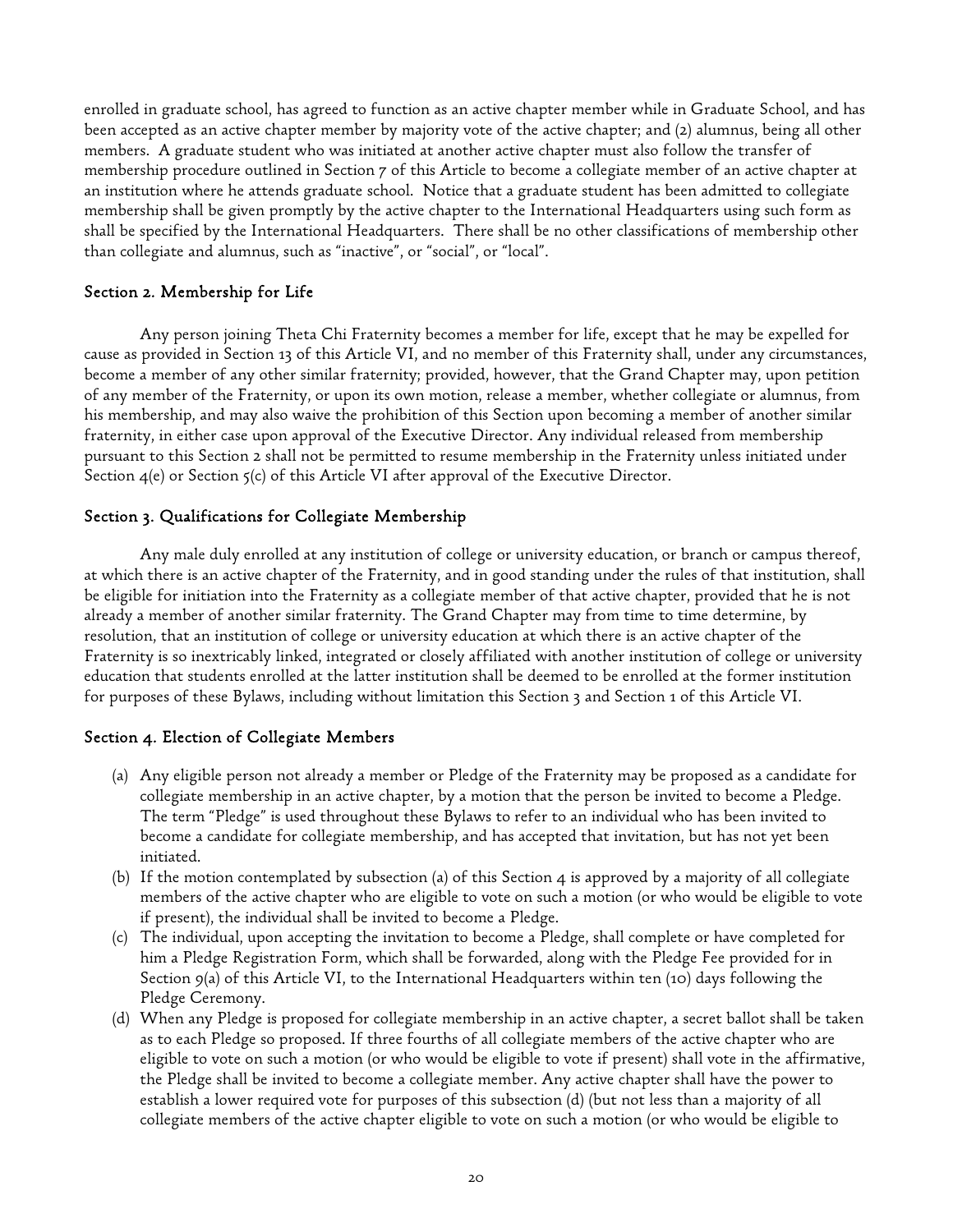enrolled in graduate school, has agreed to function as an active chapter member while in Graduate School, and has been accepted as an active chapter member by majority vote of the active chapter; and (2) alumnus, being all other members. A graduate student who was initiated at another active chapter must also follow the transfer of membership procedure outlined in Section 7 of this Article to become a collegiate member of an active chapter at an institution where he attends graduate school. Notice that a graduate student has been admitted to collegiate membership shall be given promptly by the active chapter to the International Headquarters using such form as shall be specified by the International Headquarters. There shall be no other classifications of membership other than collegiate and alumnus, such as "inactive", or "social", or "local".

### Section 2. Membership for Life

Any person joining Theta Chi Fraternity becomes a member for life, except that he may be expelled for cause as provided in Section 13 of this Article VI, and no member of this Fraternity shall, under any circumstances, become a member of any other similar fraternity; provided, however, that the Grand Chapter may, upon petition of any member of the Fraternity, or upon its own motion, release a member, whether collegiate or alumnus, from his membership, and may also waive the prohibition of this Section upon becoming a member of another similar fraternity, in either case upon approval of the Executive Director. Any individual released from membership pursuant to this Section 2 shall not be permitted to resume membership in the Fraternity unless initiated under Section 4(e) or Section 5(c) of this Article VI after approval of the Executive Director.

### Section 3. Qualifications for Collegiate Membership

Any male duly enrolled at any institution of college or university education, or branch or campus thereof, at which there is an active chapter of the Fraternity, and in good standing under the rules of that institution, shall be eligible for initiation into the Fraternity as a collegiate member of that active chapter, provided that he is not already a member of another similar fraternity. The Grand Chapter may from time to time determine, by resolution, that an institution of college or university education at which there is an active chapter of the Fraternity is so inextricably linked, integrated or closely affiliated with another institution of college or university education that students enrolled at the latter institution shall be deemed to be enrolled at the former institution for purposes of these Bylaws, including without limitation this Section 3 and Section 1 of this Article VI.

### Section 4. Election of Collegiate Members

(a) Any eligible person not already a member or Pledge of the Fraternity may be proposed as a candidate for collegiate membership in an active chapter, by a motion that the person be invited to become a Pledge. The term "Pledge" is used throughout these Bylaws to refer to an individual who has been invited to become a candidate for collegiate membership, and has accepted that invitation, but has not yet been initiated.

(b) If the motion contemplated by subsection (a) of this Section 4 is approved by a majority of all collegiate members of the active chapter who are eligible to vote on such a motion (or who would be eligible to vote if present), the individual shall be invited to become a Pledge.

(c) The individual, upon accepting the invitation to become a Pledge, shall complete or have completed for him a Pledge Registration Form, which shall be forwarded, along with the Pledge Fee provided for in Section 9(a) of this Article VI, to the International Headquarters within ten (10) days following the Pledge Ceremony.

(d) When any Pledge is proposed for collegiate membership in an active chapter, a secret ballot shall be taken as to each Pledge so proposed. If three fourths of all collegiate members of the active chapter who are eligible to vote on such a motion (or who would be eligible to vote if present) shall vote in the affirmative, the Pledge shall be invited to become a collegiate member. Any active chapter shall have the power to establish a lower required vote for purposes of this subsection (d) (but not less than a majority of all collegiate members of the active chapter eligible to vote on such a motion (or who would be eligible to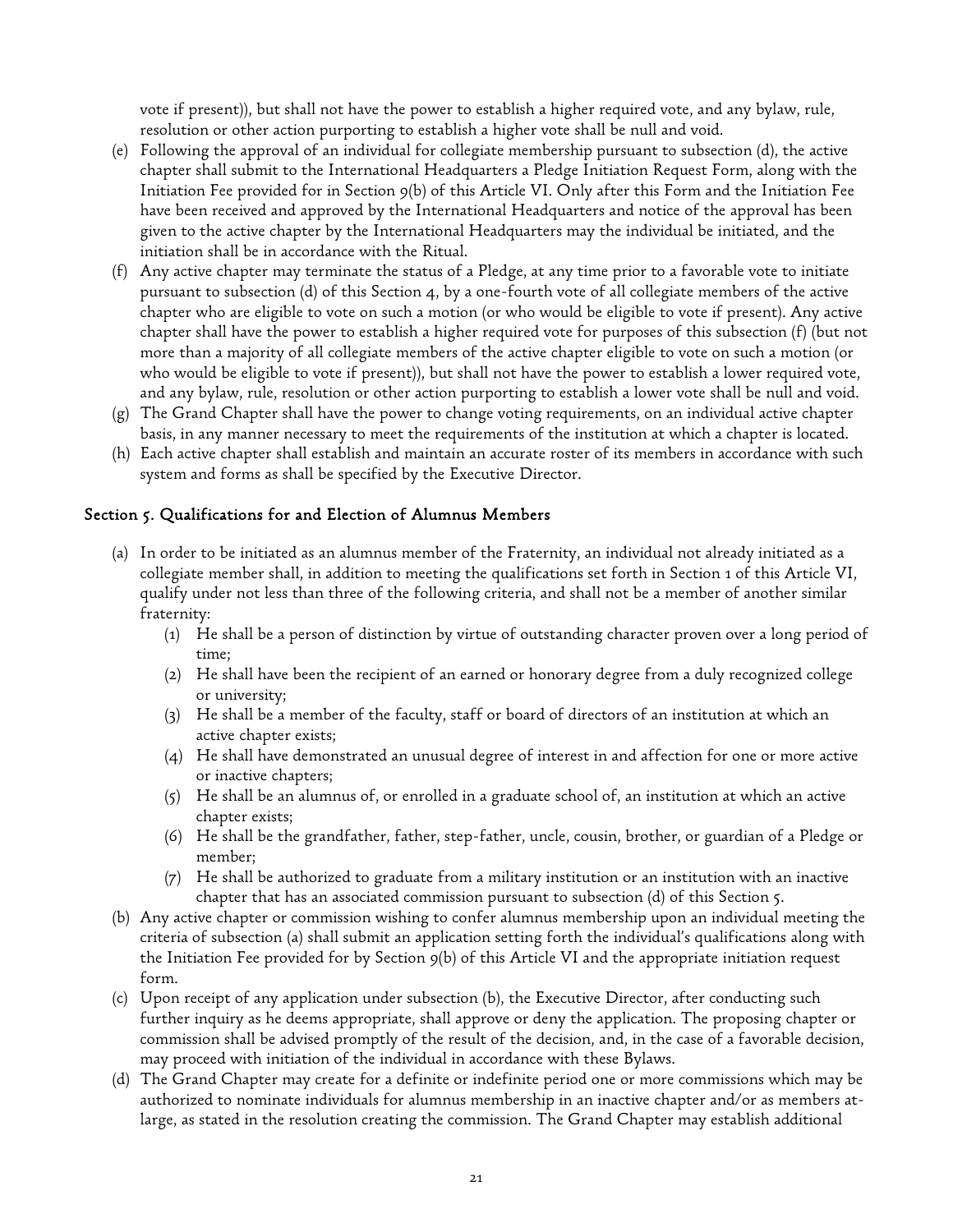vote if present)), but shall not have the power to establish a higher required vote, and any bylaw, rule, resolution or other action purporting to establish a higher vote shall be null and void.

(e) Following the approval of an individual for collegiate membership pursuant to subsection (d), the active chapter shall submit to the International Headquarters a Pledge Initiation Request Form, along with the Initiation Fee provided for in Section 9(b) of this Article VI. Only after this Form and the Initiation Fee have been received and approved by the International Headquarters and notice of the approval has been given to the active chapter by the International Headquarters may the individual be initiated, and the initiation shall be in accordance with the Ritual.

(f) Any active chapter may terminate the status of a Pledge, at any time prior to a favorable vote to initiate pursuant to subsection (d) of this Section 4, by a one-fourth vote of all collegiate members of the active chapter who are eligible to vote on such a motion (or who would be eligible to vote if present). Any active chapter shall have the power to establish a higher required vote for purposes of this subsection (f) (but not more than a majority of all collegiate members of the active chapter eligible to vote on such a motion (or who would be eligible to vote if present)), but shall not have the power to establish a lower required vote, and any bylaw, rule, resolution or other action purporting to establish a lower vote shall be null and void.

(g) The Grand Chapter shall have the power to change voting requirements, on an individual active chapter basis, in any manner necessary to meet the requirements of the institution at which a chapter is located.

(h) Each active chapter shall establish and maintain an accurate roster of its members in accordance with such system and forms as shall be specified by the Executive Director.

### Section 5. Qualifications for and Election of Alumnus Members

(a) In order to be initiated as an alumnus member of the Fraternity, an individual not already initiated as a collegiate member shall, in addition to meeting the qualifications set forth in Section 1 of this Article VI, qualify under not less than three of the following criteria, and shall not be a member of another similar fraternity:
   (1) He shall be a person of distinction by virtue of outstanding character proven over a long period of time;
   (2) He shall have been the recipient of an earned or honorary degree from a duly recognized college or university;
   (3) He shall be a member of the faculty, staff or board of directors of an institution at which an active chapter exists;
   (4) He shall have demonstrated an unusual degree of interest in and affection for one or more active or inactive chapters;
   (5) He shall be an alumnus of, or enrolled in a graduate school of, an institution at which an active chapter exists;
   (6) He shall be the grandfather, father, step-father, uncle, cousin, brother, or guardian of a Pledge or member;
   (7) He shall be authorized to graduate from a military institution or an institution with an inactive chapter that has an associated commission pursuant to subsection (d) of this Section 5.

(b) Any active chapter or commission wishing to confer alumnus membership upon an individual meeting the criteria of subsection (a) shall submit an application setting forth the individual's qualifications along with the Initiation Fee provided for by Section 9(b) of this Article VI and the appropriate initiation request form.

(c) Upon receipt of any application under subsection (b), the Executive Director, after conducting such further inquiry as he deems appropriate, shall approve or deny the application. The proposing chapter or commission shall be advised promptly of the result of the decision, and, in the case of a favorable decision, may proceed with initiation of the individual in accordance with these Bylaws.

(d) The Grand Chapter may create for a definite or indefinite period one or more commissions which may be authorized to nominate individuals for alumnus membership in an inactive chapter and/or as members at-large, as stated in the resolution creating the commission. The Grand Chapter may establish additional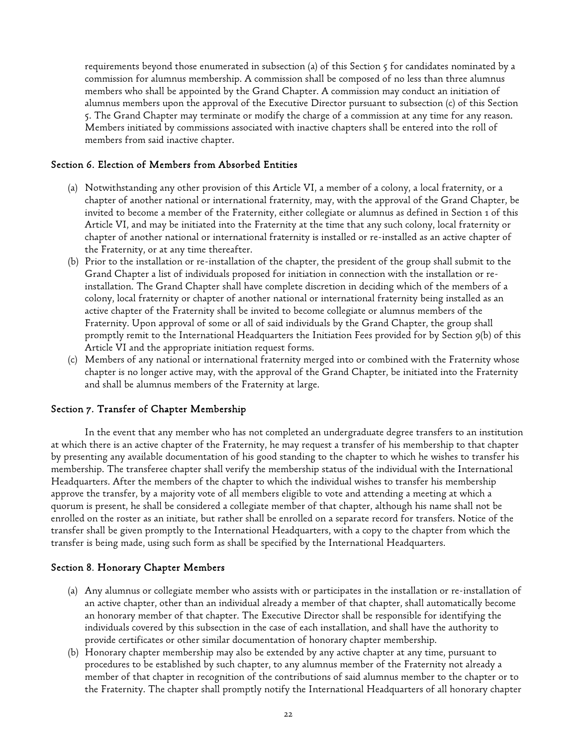requirements beyond those enumerated in subsection (a) of this Section 5 for candidates nominated by a commission for alumnus membership. A commission shall be composed of no less than three alumnus members who shall be appointed by the Grand Chapter. A commission may conduct an initiation of alumnus members upon the approval of the Executive Director pursuant to subsection (c) of this Section 5. The Grand Chapter may terminate or modify the charge of a commission at any time for any reason. Members initiated by commissions associated with inactive chapters shall be entered into the roll of members from said inactive chapter.

### Section 6. Election of Members from Absorbed Entities

(a) Notwithstanding any other provision of this Article VI, a member of a colony, a local fraternity, or a chapter of another national or international fraternity, may, with the approval of the Grand Chapter, be invited to become a member of the Fraternity, either collegiate or alumnus as defined in Section 1 of this Article VI, and may be initiated into the Fraternity at the time that any such colony, local fraternity or chapter of another national or international fraternity is installed or re-installed as an active chapter of the Fraternity, or at any time thereafter.

(b) Prior to the installation or re-installation of the chapter, the president of the group shall submit to the Grand Chapter a list of individuals proposed for initiation in connection with the installation or re-installation. The Grand Chapter shall have complete discretion in deciding which of the members of a colony, local fraternity or chapter of another national or international fraternity being installed as an active chapter of the Fraternity shall be invited to become collegiate or alumnus members of the Fraternity. Upon approval of some or all of said individuals by the Grand Chapter, the group shall promptly remit to the International Headquarters the Initiation Fees provided for by Section 9(b) of this Article VI and the appropriate initiation request forms.

(c) Members of any national or international fraternity merged into or combined with the Fraternity whose chapter is no longer active may, with the approval of the Grand Chapter, be initiated into the Fraternity and shall be alumnus members of the Fraternity at large.

### Section 7. Transfer of Chapter Membership

In the event that any member who has not completed an undergraduate degree transfers to an institution at which there is an active chapter of the Fraternity, he may request a transfer of his membership to that chapter by presenting any available documentation of his good standing to the chapter to which he wishes to transfer his membership. The transferee chapter shall verify the membership status of the individual with the International Headquarters. After the members of the chapter to which the individual wishes to transfer his membership approve the transfer, by a majority vote of all members eligible to vote and attending a meeting at which a quorum is present, he shall be considered a collegiate member of that chapter, although his name shall not be enrolled on the roster as an initiate, but rather shall be enrolled on a separate record for transfers. Notice of the transfer shall be given promptly to the International Headquarters, with a copy to the chapter from which the transfer is being made, using such form as shall be specified by the International Headquarters.

### Section 8. Honorary Chapter Members

(a) Any alumnus or collegiate member who assists with or participates in the installation or re-installation of an active chapter, other than an individual already a member of that chapter, shall automatically become an honorary member of that chapter. The Executive Director shall be responsible for identifying the individuals covered by this subsection in the case of each installation, and shall have the authority to provide certificates or other similar documentation of honorary chapter membership.

(b) Honorary chapter membership may also be extended by any active chapter at any time, pursuant to procedures to be established by such chapter, to any alumnus member of the Fraternity not already a member of that chapter in recognition of the contributions of said alumnus member to the chapter or to the Fraternity. The chapter shall promptly notify the International Headquarters of all honorary chapter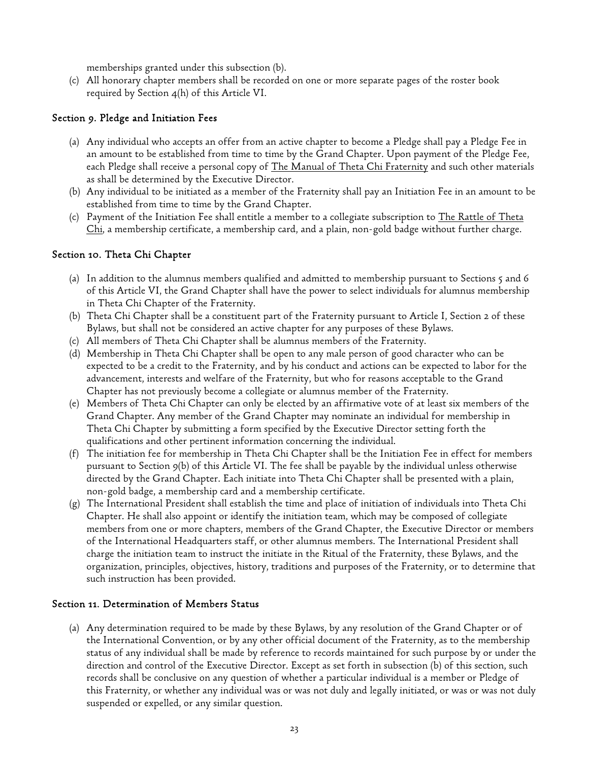memberships granted under this subsection (b).

(c) All honorary chapter members shall be recorded on one or more separate pages of the roster book required by Section 4(h) of this Article VI.

### Section 9. Pledge and Initiation Fees

(a) Any individual who accepts an offer from an active chapter to become a Pledge shall pay a Pledge Fee in an amount to be established from time to time by the Grand Chapter. Upon payment of the Pledge Fee, each Pledge shall receive a personal copy of The Manual of Theta Chi Fraternity and such other materials as shall be determined by the Executive Director.

(b) Any individual to be initiated as a member of the Fraternity shall pay an Initiation Fee in an amount to be established from time to time by the Grand Chapter.

(c) Payment of the Initiation Fee shall entitle a member to a collegiate subscription to The Rattle of Theta Chi, a membership certificate, a membership card, and a plain, non-gold badge without further charge.

### Section 10. Theta Chi Chapter

(a) In addition to the alumnus members qualified and admitted to membership pursuant to Sections 5 and 6 of this Article VI, the Grand Chapter shall have the power to select individuals for alumnus membership in Theta Chi Chapter of the Fraternity.

(b) Theta Chi Chapter shall be a constituent part of the Fraternity pursuant to Article I, Section 2 of these Bylaws, but shall not be considered an active chapter for any purposes of these Bylaws.

(c) All members of Theta Chi Chapter shall be alumnus members of the Fraternity.

(d) Membership in Theta Chi Chapter shall be open to any male person of good character who can be expected to be a credit to the Fraternity, and by his conduct and actions can be expected to labor for the advancement, interests and welfare of the Fraternity, but who for reasons acceptable to the Grand Chapter has not previously become a collegiate or alumnus member of the Fraternity.

(e) Members of Theta Chi Chapter can only be elected by an affirmative vote of at least six members of the Grand Chapter. Any member of the Grand Chapter may nominate an individual for membership in Theta Chi Chapter by submitting a form specified by the Executive Director setting forth the qualifications and other pertinent information concerning the individual.

(f) The initiation fee for membership in Theta Chi Chapter shall be the Initiation Fee in effect for members pursuant to Section 9(b) of this Article VI. The fee shall be payable by the individual unless otherwise directed by the Grand Chapter. Each initiate into Theta Chi Chapter shall be presented with a plain, non-gold badge, a membership card and a membership certificate.

(g) The International President shall establish the time and place of initiation of individuals into Theta Chi Chapter. He shall also appoint or identify the initiation team, which may be composed of collegiate members from one or more chapters, members of the Grand Chapter, the Executive Director or members of the International Headquarters staff, or other alumnus members. The International President shall charge the initiation team to instruct the initiate in the Ritual of the Fraternity, these Bylaws, and the organization, principles, objectives, history, traditions and purposes of the Fraternity, or to determine that such instruction has been provided.

### Section 11. Determination of Members Status

(a) Any determination required to be made by these Bylaws, by any resolution of the Grand Chapter or of the International Convention, or by any other official document of the Fraternity, as to the membership status of any individual shall be made by reference to records maintained for such purpose by or under the direction and control of the Executive Director. Except as set forth in subsection (b) of this section, such records shall be conclusive on any question of whether a particular individual is a member or Pledge of this Fraternity, or whether any individual was or was not duly and legally initiated, or was or was not duly suspended or expelled, or any similar question.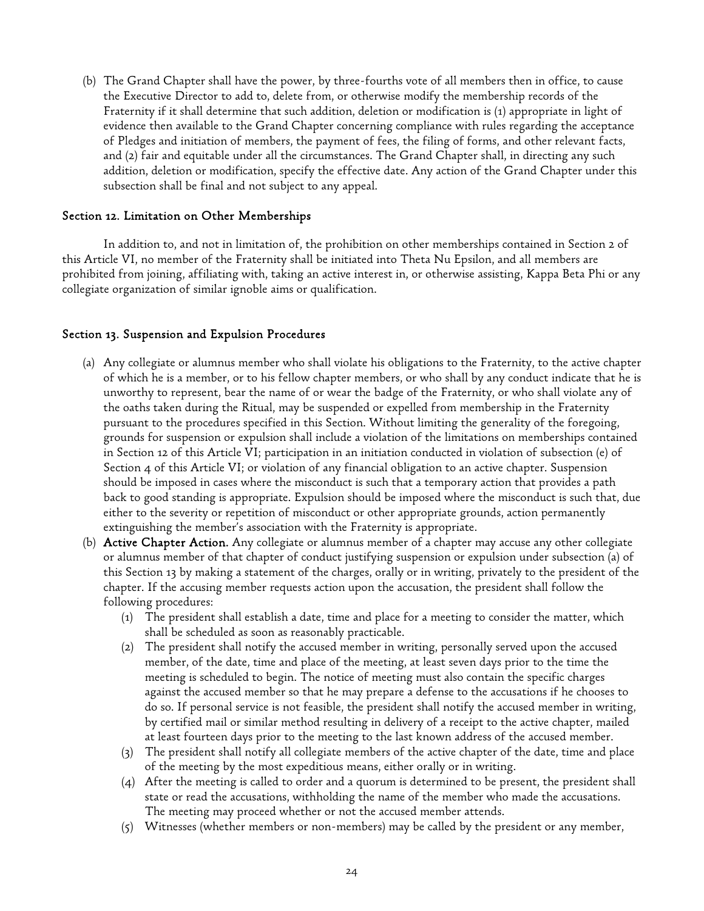(b) The Grand Chapter shall have the power, by three-fourths vote of all members then in office, to cause the Executive Director to add to, delete from, or otherwise modify the membership records of the Fraternity if it shall determine that such addition, deletion or modification is (1) appropriate in light of evidence then available to the Grand Chapter concerning compliance with rules regarding the acceptance of Pledges and initiation of members, the payment of fees, the filing of forms, and other relevant facts, and (2) fair and equitable under all the circumstances. The Grand Chapter shall, in directing any such addition, deletion or modification, specify the effective date. Any action of the Grand Chapter under this subsection shall be final and not subject to any appeal.

### Section 12. Limitation on Other Memberships

In addition to, and not in limitation of, the prohibition on other memberships contained in Section 2 of this Article VI, no member of the Fraternity shall be initiated into Theta Nu Epsilon, and all members are prohibited from joining, affiliating with, taking an active interest in, or otherwise assisting, Kappa Beta Phi or any collegiate organization of similar ignoble aims or qualification.

### Section 13. Suspension and Expulsion Procedures

(a) Any collegiate or alumnus member who shall violate his obligations to the Fraternity, to the active chapter of which he is a member, or to his fellow chapter members, or who shall by any conduct indicate that he is unworthy to represent, bear the name of or wear the badge of the Fraternity, or who shall violate any of the oaths taken during the Ritual, may be suspended or expelled from membership in the Fraternity pursuant to the procedures specified in this Section. Without limiting the generality of the foregoing, grounds for suspension or expulsion shall include a violation of the limitations on memberships contained in Section 12 of this Article VI; participation in an initiation conducted in violation of subsection (e) of Section 4 of this Article VI; or violation of any financial obligation to an active chapter. Suspension should be imposed in cases where the misconduct is such that a temporary action that provides a path back to good standing is appropriate. Expulsion should be imposed where the misconduct is such that, due either to the severity or repetition of misconduct or other appropriate grounds, action permanently extinguishing the member's association with the Fraternity is appropriate.

(b) **Active Chapter Action.** Any collegiate or alumnus member of a chapter may accuse any other collegiate or alumnus member of that chapter of conduct justifying suspension or expulsion under subsection (a) of this Section 13 by making a statement of the charges, orally or in writing, privately to the president of the chapter. If the accusing member requests action upon the accusation, the president shall follow the following procedures:

   (1) The president shall establish a date, time and place for a meeting to consider the matter, which shall be scheduled as soon as reasonably practicable.

   (2) The president shall notify the accused member in writing, personally served upon the accused member, of the date, time and place of the meeting, at least seven days prior to the time the meeting is scheduled to begin. The notice of meeting must also contain the specific charges against the accused member so that he may prepare a defense to the accusations if he chooses to do so. If personal service is not feasible, the president shall notify the accused member in writing, by certified mail or similar method resulting in delivery of a receipt to the active chapter, mailed at least fourteen days prior to the meeting to the last known address of the accused member.

   (3) The president shall notify all collegiate members of the active chapter of the date, time and place of the meeting by the most expeditious means, either orally or in writing.

   (4) After the meeting is called to order and a quorum is determined to be present, the president shall state or read the accusations, withholding the name of the member who made the accusations. The meeting may proceed whether or not the accused member attends.

   (5) Witnesses (whether members or non-members) may be called by the president or any member,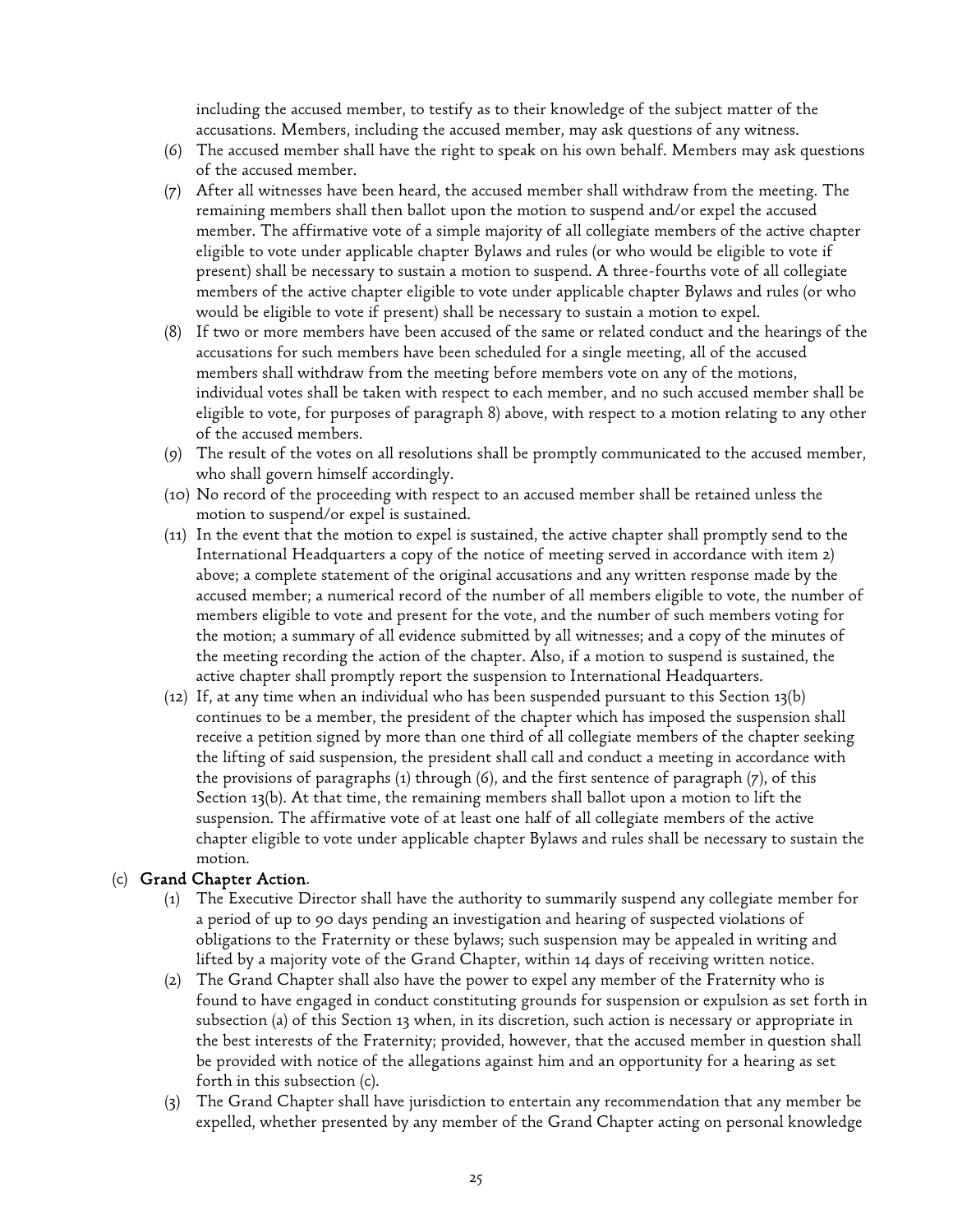including the accused member, to testify as to their knowledge of the subject matter of the accusations. Members, including the accused member, may ask questions of any witness.

(6) The accused member shall have the right to speak on his own behalf. Members may ask questions of the accused member.

(7) After all witnesses have been heard, the accused member shall withdraw from the meeting. The remaining members shall then ballot upon the motion to suspend and/or expel the accused member. The affirmative vote of a simple majority of all collegiate members of the active chapter eligible to vote under applicable chapter Bylaws and rules (or who would be eligible to vote if present) shall be necessary to sustain a motion to suspend. A three-fourths vote of all collegiate members of the active chapter eligible to vote under applicable chapter Bylaws and rules (or who would be eligible to vote if present) shall be necessary to sustain a motion to expel.

(8) If two or more members have been accused of the same or related conduct and the hearings of the accusations for such members have been scheduled for a single meeting, all of the accused members shall withdraw from the meeting before members vote on any of the motions, individual votes shall be taken with respect to each member, and no such accused member shall be eligible to vote, for purposes of paragraph 8) above, with respect to a motion relating to any other of the accused members.

(9) The result of the votes on all resolutions shall be promptly communicated to the accused member, who shall govern himself accordingly.

(10) No record of the proceeding with respect to an accused member shall be retained unless the motion to suspend/or expel is sustained.

(11) In the event that the motion to expel is sustained, the active chapter shall promptly send to the International Headquarters a copy of the notice of meeting served in accordance with item 2) above; a complete statement of the original accusations and any written response made by the accused member; a numerical record of the number of all members eligible to vote, the number of members eligible to vote and present for the vote, and the number of such members voting for the motion; a summary of all evidence submitted by all witnesses; and a copy of the minutes of the meeting recording the action of the chapter. Also, if a motion to suspend is sustained, the active chapter shall promptly report the suspension to International Headquarters.

(12) If, at any time when an individual who has been suspended pursuant to this Section 13(b) continues to be a member, the president of the chapter which has imposed the suspension shall receive a petition signed by more than one third of all collegiate members of the chapter seeking the lifting of said suspension, the president shall call and conduct a meeting in accordance with the provisions of paragraphs (1) through (6), and the first sentence of paragraph (7), of this Section 13(b). At that time, the remaining members shall ballot upon a motion to lift the suspension. The affirmative vote of at least one half of all collegiate members of the active chapter eligible to vote under applicable chapter Bylaws and rules shall be necessary to sustain the motion.

(c) **Grand Chapter Action**.

(1) The Executive Director shall have the authority to summarily suspend any collegiate member for a period of up to 90 days pending an investigation and hearing of suspected violations of obligations to the Fraternity or these bylaws; such suspension may be appealed in writing and lifted by a majority vote of the Grand Chapter, within 14 days of receiving written notice.

(2) The Grand Chapter shall also have the power to expel any member of the Fraternity who is found to have engaged in conduct constituting grounds for suspension or expulsion as set forth in subsection (a) of this Section 13 when, in its discretion, such action is necessary or appropriate in the best interests of the Fraternity; provided, however, that the accused member in question shall be provided with notice of the allegations against him and an opportunity for a hearing as set forth in this subsection (c).

(3) The Grand Chapter shall have jurisdiction to entertain any recommendation that any member be expelled, whether presented by any member of the Grand Chapter acting on personal knowledge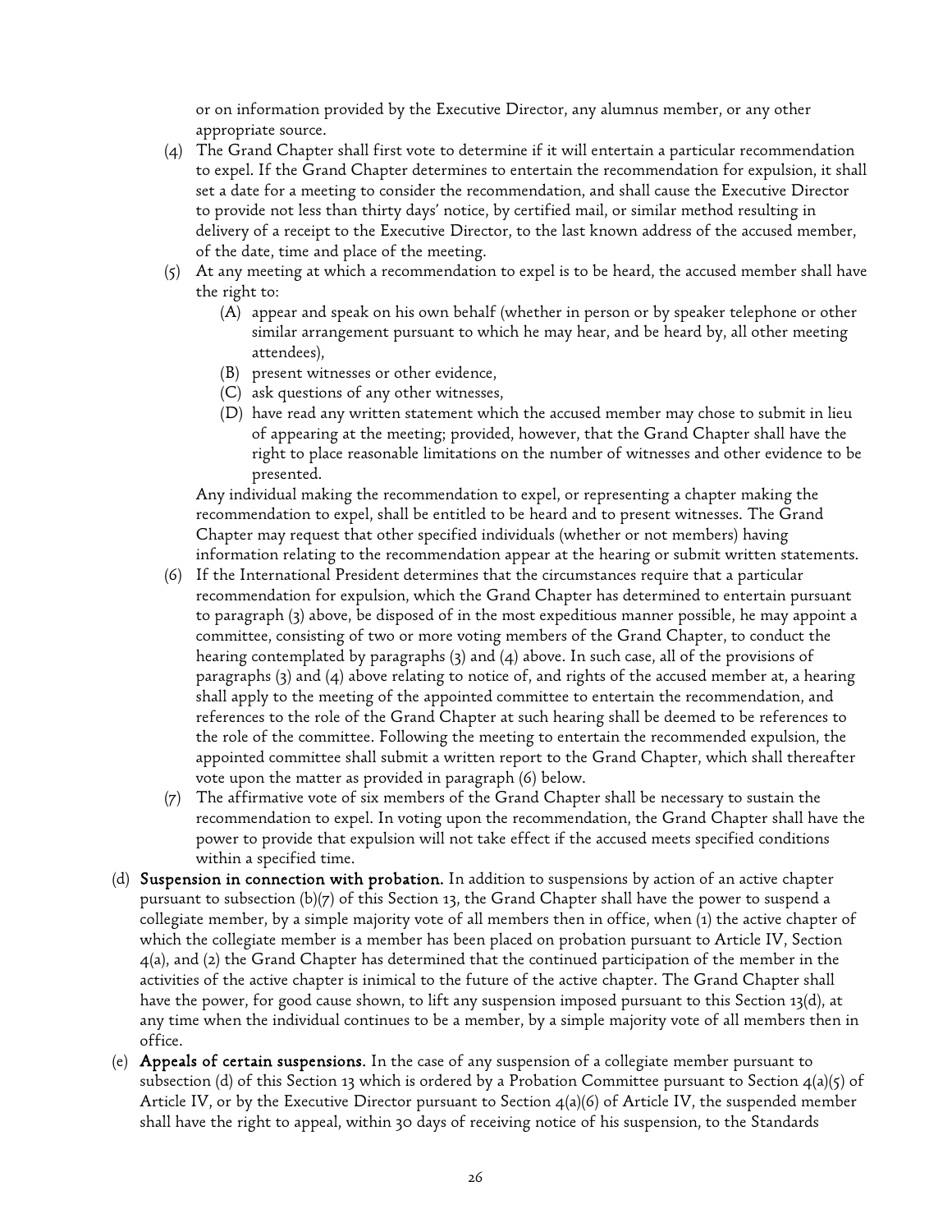or on information provided by the Executive Director, any alumnus member, or any other appropriate source.

(4) The Grand Chapter shall first vote to determine if it will entertain a particular recommendation to expel. If the Grand Chapter determines to entertain the recommendation for expulsion, it shall set a date for a meeting to consider the recommendation, and shall cause the Executive Director to provide not less than thirty days' notice, by certified mail, or similar method resulting in delivery of a receipt to the Executive Director, to the last known address of the accused member, of the date, time and place of the meeting.

(5) At any meeting at which a recommendation to expel is to be heard, the accused member shall have the right to:

   (A) appear and speak on his own behalf (whether in person or by speaker telephone or other similar arrangement pursuant to which he may hear, and be heard by, all other meeting attendees),
   (B) present witnesses or other evidence,
   (C) ask questions of any other witnesses,
   (D) have read any written statement which the accused member may chose to submit in lieu of appearing at the meeting; provided, however, that the Grand Chapter shall have the right to place reasonable limitations on the number of witnesses and other evidence to be presented.

   Any individual making the recommendation to expel, or representing a chapter making the recommendation to expel, shall be entitled to be heard and to present witnesses. The Grand Chapter may request that other specified individuals (whether or not members) having information relating to the recommendation appear at the hearing or submit written statements.

(6) If the International President determines that the circumstances require that a particular recommendation for expulsion, which the Grand Chapter has determined to entertain pursuant to paragraph (3) above, be disposed of in the most expeditious manner possible, he may appoint a committee, consisting of two or more voting members of the Grand Chapter, to conduct the hearing contemplated by paragraphs (3) and (4) above. In such case, all of the provisions of paragraphs (3) and (4) above relating to notice of, and rights of the accused member at, a hearing shall apply to the meeting of the appointed committee to entertain the recommendation, and references to the role of the Grand Chapter at such hearing shall be deemed to be references to the role of the committee. Following the meeting to entertain the recommended expulsion, the appointed committee shall submit a written report to the Grand Chapter, which shall thereafter vote upon the matter as provided in paragraph (6) below.

(7) The affirmative vote of six members of the Grand Chapter shall be necessary to sustain the recommendation to expel. In voting upon the recommendation, the Grand Chapter shall have the power to provide that expulsion will not take effect if the accused meets specified conditions within a specified time.

(d) **Suspension in connection with probation.** In addition to suspensions by action of an active chapter pursuant to subsection (b)(7) of this Section 13, the Grand Chapter shall have the power to suspend a collegiate member, by a simple majority vote of all members then in office, when (1) the active chapter of which the collegiate member is a member has been placed on probation pursuant to Article IV, Section 4(a), and (2) the Grand Chapter has determined that the continued participation of the member in the activities of the active chapter is inimical to the future of the active chapter. The Grand Chapter shall have the power, for good cause shown, to lift any suspension imposed pursuant to this Section 13(d), at any time when the individual continues to be a member, by a simple majority vote of all members then in office.

(e) **Appeals of certain suspensions.** In the case of any suspension of a collegiate member pursuant to subsection (d) of this Section 13 which is ordered by a Probation Committee pursuant to Section 4(a)(5) of Article IV, or by the Executive Director pursuant to Section 4(a)(6) of Article IV, the suspended member shall have the right to appeal, within 30 days of receiving notice of his suspension, to the Standards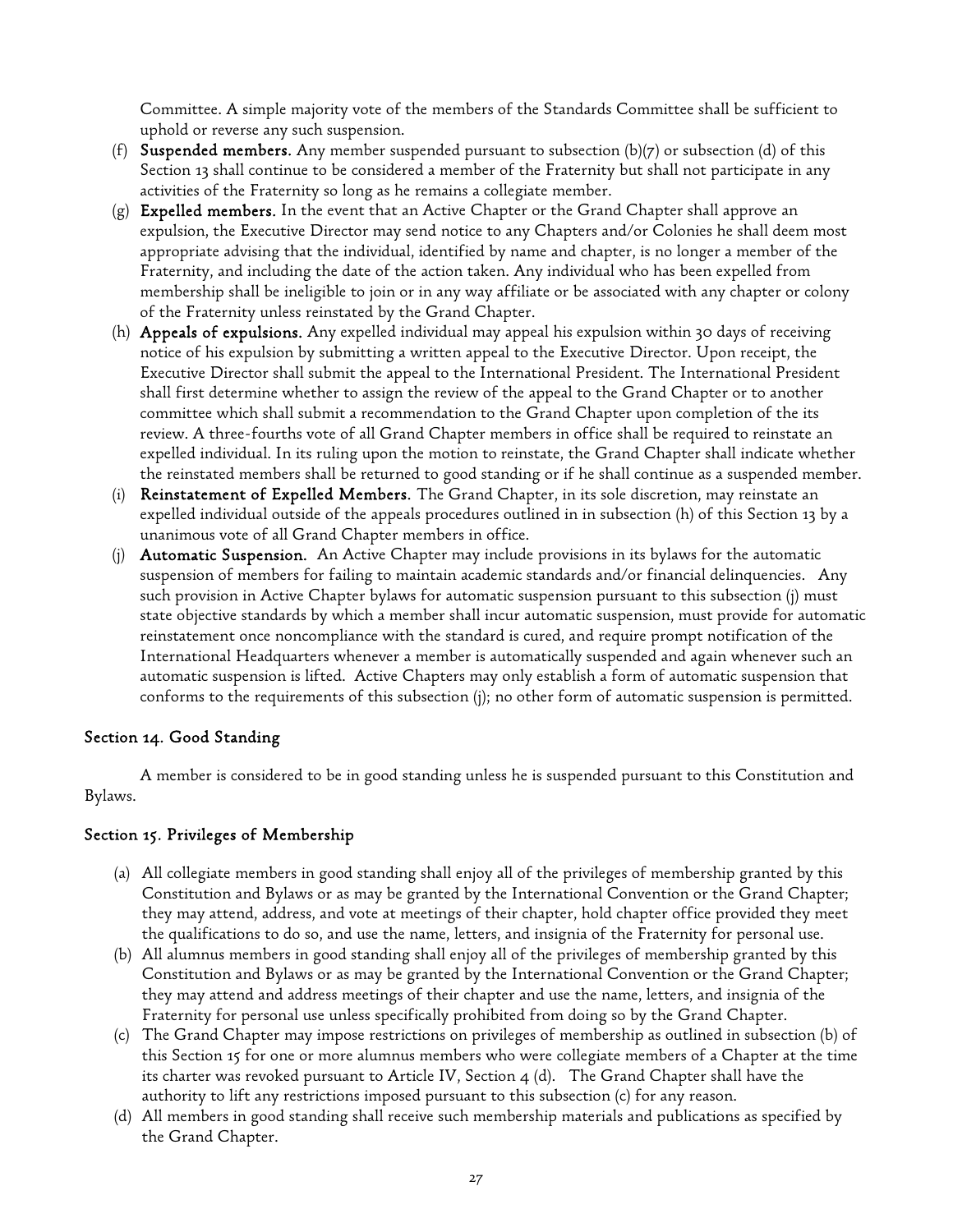Committee. A simple majority vote of the members of the Standards Committee shall be sufficient to uphold or reverse any such suspension.

(f) **Suspended members.** Any member suspended pursuant to subsection (b)(7) or subsection (d) of this Section 13 shall continue to be considered a member of the Fraternity but shall not participate in any activities of the Fraternity so long as he remains a collegiate member.

(g) **Expelled members.** In the event that an Active Chapter or the Grand Chapter shall approve an expulsion, the Executive Director may send notice to any Chapters and/or Colonies he shall deem most appropriate advising that the individual, identified by name and chapter, is no longer a member of the Fraternity, and including the date of the action taken. Any individual who has been expelled from membership shall be ineligible to join or in any way affiliate or be associated with any chapter or colony of the Fraternity unless reinstated by the Grand Chapter.

(h) **Appeals of expulsions.** Any expelled individual may appeal his expulsion within 30 days of receiving notice of his expulsion by submitting a written appeal to the Executive Director. Upon receipt, the Executive Director shall submit the appeal to the International President. The International President shall first determine whether to assign the review of the appeal to the Grand Chapter or to another committee which shall submit a recommendation to the Grand Chapter upon completion of the its review. A three-fourths vote of all Grand Chapter members in office shall be required to reinstate an expelled individual. In its ruling upon the motion to reinstate, the Grand Chapter shall indicate whether the reinstated members shall be returned to good standing or if he shall continue as a suspended member.

(i) **Reinstatement of Expelled Members.** The Grand Chapter, in its sole discretion, may reinstate an expelled individual outside of the appeals procedures outlined in in subsection (h) of this Section 13 by a unanimous vote of all Grand Chapter members in office.

(j) **Automatic Suspension.** An Active Chapter may include provisions in its bylaws for the automatic suspension of members for failing to maintain academic standards and/or financial delinquencies. Any such provision in Active Chapter bylaws for automatic suspension pursuant to this subsection (j) must state objective standards by which a member shall incur automatic suspension, must provide for automatic reinstatement once noncompliance with the standard is cured, and require prompt notification of the International Headquarters whenever a member is automatically suspended and again whenever such an automatic suspension is lifted. Active Chapters may only establish a form of automatic suspension that conforms to the requirements of this subsection (j); no other form of automatic suspension is permitted.

### Section 14. Good Standing

A member is considered to be in good standing unless he is suspended pursuant to this Constitution and Bylaws.

### Section 15. Privileges of Membership

(a) All collegiate members in good standing shall enjoy all of the privileges of membership granted by this Constitution and Bylaws or as may be granted by the International Convention or the Grand Chapter; they may attend, address, and vote at meetings of their chapter, hold chapter office provided they meet the qualifications to do so, and use the name, letters, and insignia of the Fraternity for personal use.

(b) All alumnus members in good standing shall enjoy all of the privileges of membership granted by this Constitution and Bylaws or as may be granted by the International Convention or the Grand Chapter; they may attend and address meetings of their chapter and use the name, letters, and insignia of the Fraternity for personal use unless specifically prohibited from doing so by the Grand Chapter.

(c) The Grand Chapter may impose restrictions on privileges of membership as outlined in subsection (b) of this Section 15 for one or more alumnus members who were collegiate members of a Chapter at the time its charter was revoked pursuant to Article IV, Section 4 (d). The Grand Chapter shall have the authority to lift any restrictions imposed pursuant to this subsection (c) for any reason.

(d) All members in good standing shall receive such membership materials and publications as specified by the Grand Chapter.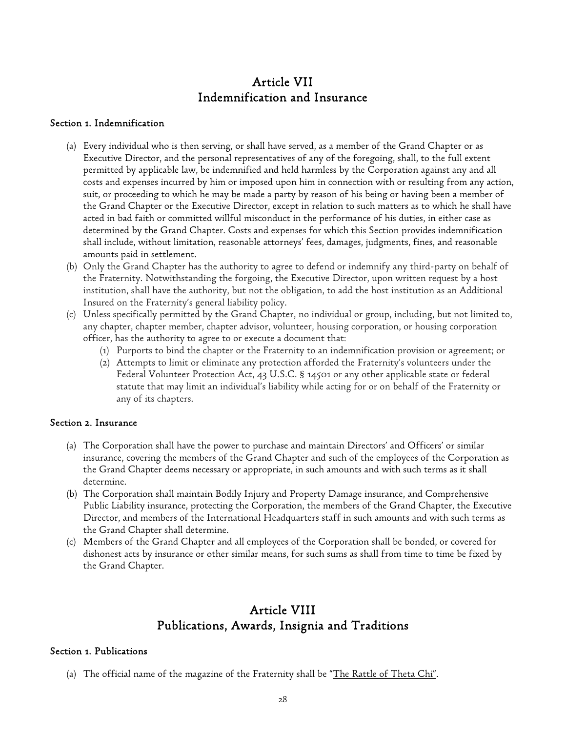# Article VII
# Indemnification and Insurance

### Section 1. Indemnification

(a) Every individual who is then serving, or shall have served, as a member of the Grand Chapter or as Executive Director, and the personal representatives of any of the foregoing, shall, to the full extent permitted by applicable law, be indemnified and held harmless by the Corporation against any and all costs and expenses incurred by him or imposed upon him in connection with or resulting from any action, suit, or proceeding to which he may be made a party by reason of his being or having been a member of the Grand Chapter or the Executive Director, except in relation to such matters as to which he shall have acted in bad faith or committed willful misconduct in the performance of his duties, in either case as determined by the Grand Chapter. Costs and expenses for which this Section provides indemnification shall include, without limitation, reasonable attorneys' fees, damages, judgments, fines, and reasonable amounts paid in settlement.

(b) Only the Grand Chapter has the authority to agree to defend or indemnify any third-party on behalf of the Fraternity. Notwithstanding the forgoing, the Executive Director, upon written request by a host institution, shall have the authority, but not the obligation, to add the host institution as an Additional Insured on the Fraternity's general liability policy.

(c) Unless specifically permitted by the Grand Chapter, no individual or group, including, but not limited to, any chapter, chapter member, chapter advisor, volunteer, housing corporation, or housing corporation officer, has the authority to agree to or execute a document that:
    (1) Purports to bind the chapter or the Fraternity to an indemnification provision or agreement; or
    (2) Attempts to limit or eliminate any protection afforded the Fraternity's volunteers under the Federal Volunteer Protection Act, 43 U.S.C. § 14501 or any other applicable state or federal statute that may limit an individual's liability while acting for or on behalf of the Fraternity or any of its chapters.

### Section 2. Insurance

(a) The Corporation shall have the power to purchase and maintain Directors' and Officers' or similar insurance, covering the members of the Grand Chapter and such of the employees of the Corporation as the Grand Chapter deems necessary or appropriate, in such amounts and with such terms as it shall determine.

(b) The Corporation shall maintain Bodily Injury and Property Damage insurance, and Comprehensive Public Liability insurance, protecting the Corporation, the members of the Grand Chapter, the Executive Director, and members of the International Headquarters staff in such amounts and with such terms as the Grand Chapter shall determine.

(c) Members of the Grand Chapter and all employees of the Corporation shall be bonded, or covered for dishonest acts by insurance or other similar means, for such sums as shall from time to time be fixed by the Grand Chapter.

# Article VIII
# Publications, Awards, Insignia and Traditions

### Section 1. Publications

(a) The official name of the magazine of the Fraternity shall be "The Rattle of Theta Chi".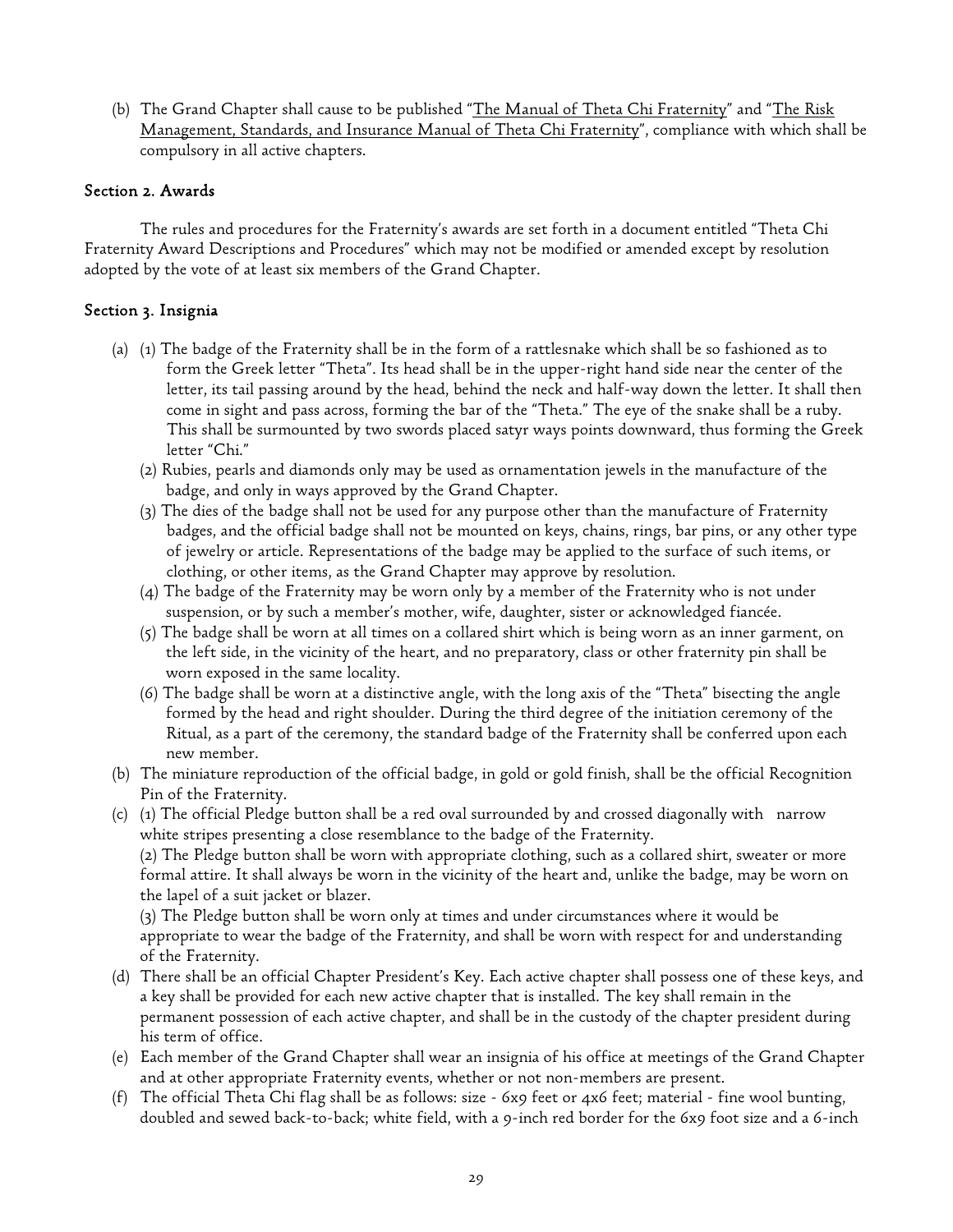(b) The Grand Chapter shall cause to be published "The Manual of Theta Chi Fraternity" and "The Risk Management, Standards, and Insurance Manual of Theta Chi Fraternity", compliance with which shall be compulsory in all active chapters.

### Section 2. Awards

The rules and procedures for the Fraternity's awards are set forth in a document entitled "Theta Chi Fraternity Award Descriptions and Procedures" which may not be modified or amended except by resolution adopted by the vote of at least six members of the Grand Chapter.

### Section 3. Insignia

(a) (1) The badge of the Fraternity shall be in the form of a rattlesnake which shall be so fashioned as to form the Greek letter "Theta". Its head shall be in the upper-right hand side near the center of the letter, its tail passing around by the head, behind the neck and half-way down the letter. It shall then come in sight and pass across, forming the bar of the "Theta." The eye of the snake shall be a ruby. This shall be surmounted by two swords placed satyr ways points downward, thus forming the Greek letter "Chi."

(2) Rubies, pearls and diamonds only may be used as ornamentation jewels in the manufacture of the badge, and only in ways approved by the Grand Chapter.

(3) The dies of the badge shall not be used for any purpose other than the manufacture of Fraternity badges, and the official badge shall not be mounted on keys, chains, rings, bar pins, or any other type of jewelry or article. Representations of the badge may be applied to the surface of such items, or clothing, or other items, as the Grand Chapter may approve by resolution.

(4) The badge of the Fraternity may be worn only by a member of the Fraternity who is not under suspension, or by such a member's mother, wife, daughter, sister or acknowledged fiancée.

(5) The badge shall be worn at all times on a collared shirt which is being worn as an inner garment, on the left side, in the vicinity of the heart, and no preparatory, class or other fraternity pin shall be worn exposed in the same locality.

(6) The badge shall be worn at a distinctive angle, with the long axis of the "Theta" bisecting the angle formed by the head and right shoulder. During the third degree of the initiation ceremony of the Ritual, as a part of the ceremony, the standard badge of the Fraternity shall be conferred upon each new member.

(b) The miniature reproduction of the official badge, in gold or gold finish, shall be the official Recognition Pin of the Fraternity.

(c) (1) The official Pledge button shall be a red oval surrounded by and crossed diagonally with narrow white stripes presenting a close resemblance to the badge of the Fraternity.

(2) The Pledge button shall be worn with appropriate clothing, such as a collared shirt, sweater or more formal attire. It shall always be worn in the vicinity of the heart and, unlike the badge, may be worn on the lapel of a suit jacket or blazer.

(3) The Pledge button shall be worn only at times and under circumstances where it would be appropriate to wear the badge of the Fraternity, and shall be worn with respect for and understanding of the Fraternity.

(d) There shall be an official Chapter President's Key. Each active chapter shall possess one of these keys, and a key shall be provided for each new active chapter that is installed. The key shall remain in the permanent possession of each active chapter, and shall be in the custody of the chapter president during his term of office.

(e) Each member of the Grand Chapter shall wear an insignia of his office at meetings of the Grand Chapter and at other appropriate Fraternity events, whether or not non-members are present.

(f) The official Theta Chi flag shall be as follows: size - 6x9 feet or 4x6 feet; material - fine wool bunting, doubled and sewed back-to-back; white field, with a 9-inch red border for the 6x9 foot size and a 6-inch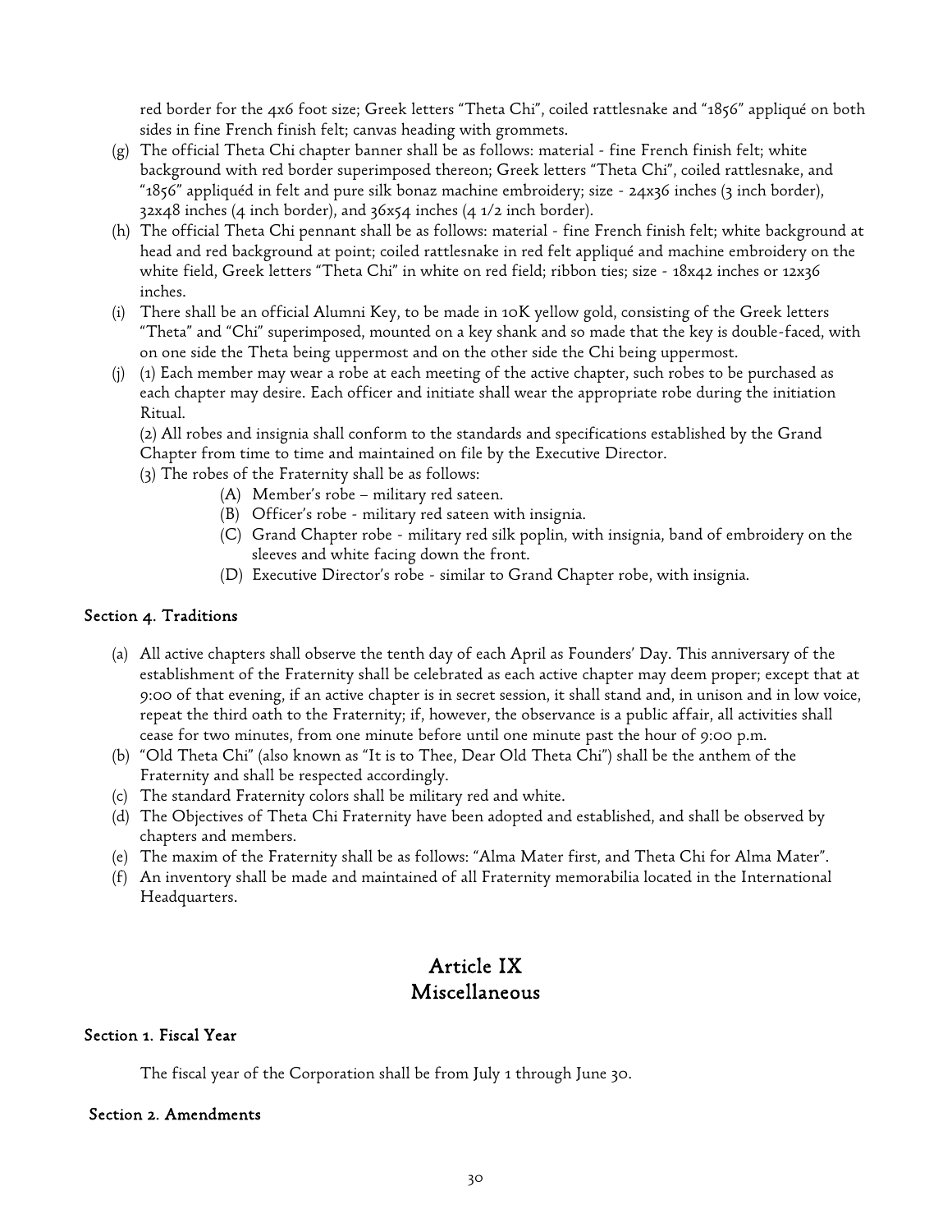red border for the 4x6 foot size; Greek letters "Theta Chi", coiled rattlesnake and "1856" appliqué on both sides in fine French finish felt; canvas heading with grommets.

(g) The official Theta Chi chapter banner shall be as follows: material - fine French finish felt; white background with red border superimposed thereon; Greek letters "Theta Chi", coiled rattlesnake, and "1856" appliquéd in felt and pure silk bonaz machine embroidery; size - 24x36 inches (3 inch border), 32x48 inches (4 inch border), and 36x54 inches (4 1/2 inch border).

(h) The official Theta Chi pennant shall be as follows: material - fine French finish felt; white background at head and red background at point; coiled rattlesnake in red felt appliqué and machine embroidery on the white field, Greek letters "Theta Chi" in white on red field; ribbon ties; size - 18x42 inches or 12x36 inches.

(i) There shall be an official Alumni Key, to be made in 10K yellow gold, consisting of the Greek letters "Theta" and "Chi" superimposed, mounted on a key shank and so made that the key is double-faced, with on one side the Theta being uppermost and on the other side the Chi being uppermost.

(j) (1) Each member may wear a robe at each meeting of the active chapter, such robes to be purchased as each chapter may desire. Each officer and initiate shall wear the appropriate robe during the initiation Ritual.
(2) All robes and insignia shall conform to the standards and specifications established by the Grand Chapter from time to time and maintained on file by the Executive Director.
(3) The robes of the Fraternity shall be as follows:
    - (A) Member's robe – military red sateen.
    - (B) Officer's robe - military red sateen with insignia.
    - (C) Grand Chapter robe - military red silk poplin, with insignia, band of embroidery on the sleeves and white facing down the front.
    - (D) Executive Director's robe - similar to Grand Chapter robe, with insignia.

### Section 4. Traditions

(a) All active chapters shall observe the tenth day of each April as Founders' Day. This anniversary of the establishment of the Fraternity shall be celebrated as each active chapter may deem proper; except that at 9:00 of that evening, if an active chapter is in secret session, it shall stand and, in unison and in low voice, repeat the third oath to the Fraternity; if, however, the observance is a public affair, all activities shall cease for two minutes, from one minute before until one minute past the hour of 9:00 p.m.

(b) "Old Theta Chi" (also known as "It is to Thee, Dear Old Theta Chi") shall be the anthem of the Fraternity and shall be respected accordingly.

(c) The standard Fraternity colors shall be military red and white.

(d) The Objectives of Theta Chi Fraternity have been adopted and established, and shall be observed by chapters and members.

(e) The maxim of the Fraternity shall be as follows: "Alma Mater first, and Theta Chi for Alma Mater".

(f) An inventory shall be made and maintained of all Fraternity memorabilia located in the International Headquarters.

## Article IX
## Miscellaneous

### Section 1. Fiscal Year

The fiscal year of the Corporation shall be from July 1 through June 30.

### Section 2. Amendments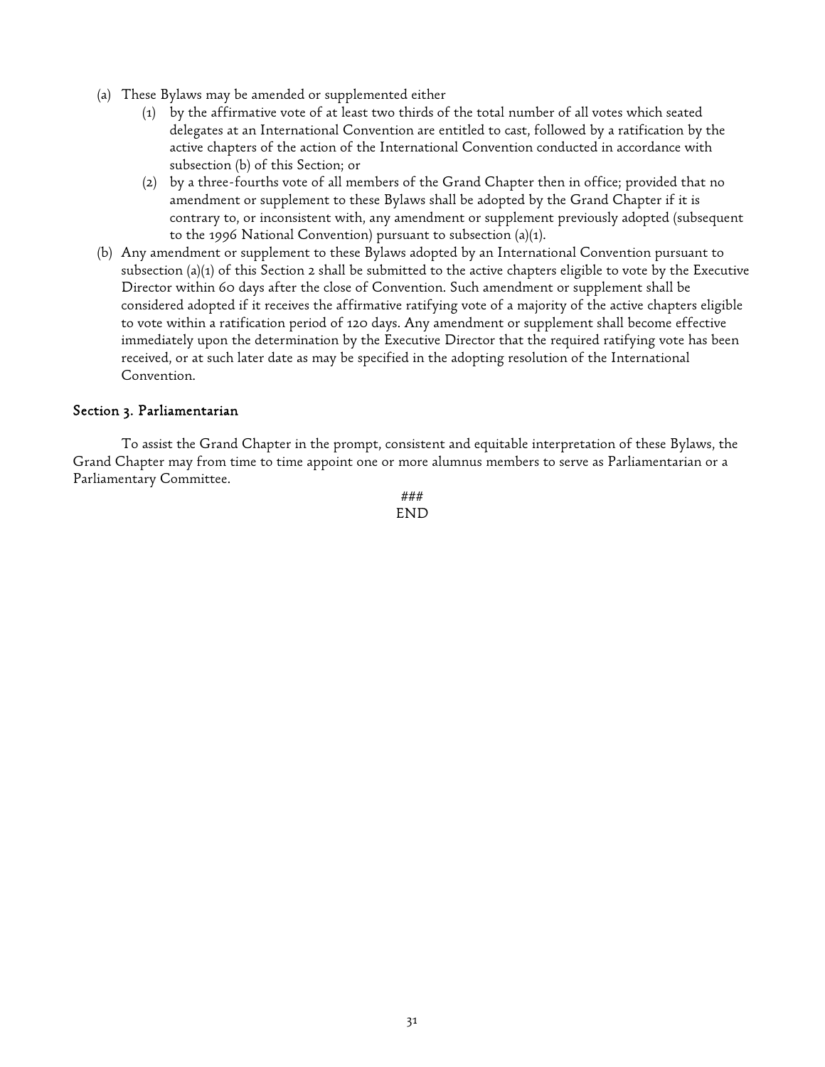(a) These Bylaws may be amended or supplemented either
    (1) by the affirmative vote of at least two thirds of the total number of all votes which seated delegates at an International Convention are entitled to cast, followed by a ratification by the active chapters of the action of the International Convention conducted in accordance with subsection (b) of this Section; or
    (2) by a three-fourths vote of all members of the Grand Chapter then in office; provided that no amendment or supplement to these Bylaws shall be adopted by the Grand Chapter if it is contrary to, or inconsistent with, any amendment or supplement previously adopted (subsequent to the 1996 National Convention) pursuant to subsection (a)(1).

(b) Any amendment or supplement to these Bylaws adopted by an International Convention pursuant to subsection (a)(1) of this Section 2 shall be submitted to the active chapters eligible to vote by the Executive Director within 60 days after the close of Convention. Such amendment or supplement shall be considered adopted if it receives the affirmative ratifying vote of a majority of the active chapters eligible to vote within a ratification period of 120 days. Any amendment or supplement shall become effective immediately upon the determination by the Executive Director that the required ratifying vote has been received, or at such later date as may be specified in the adopting resolution of the International Convention.

## Section 3. Parliamentarian

To assist the Grand Chapter in the prompt, consistent and equitable interpretation of these Bylaws, the Grand Chapter may from time to time appoint one or more alumnus members to serve as Parliamentarian or a Parliamentary Committee.

###

END